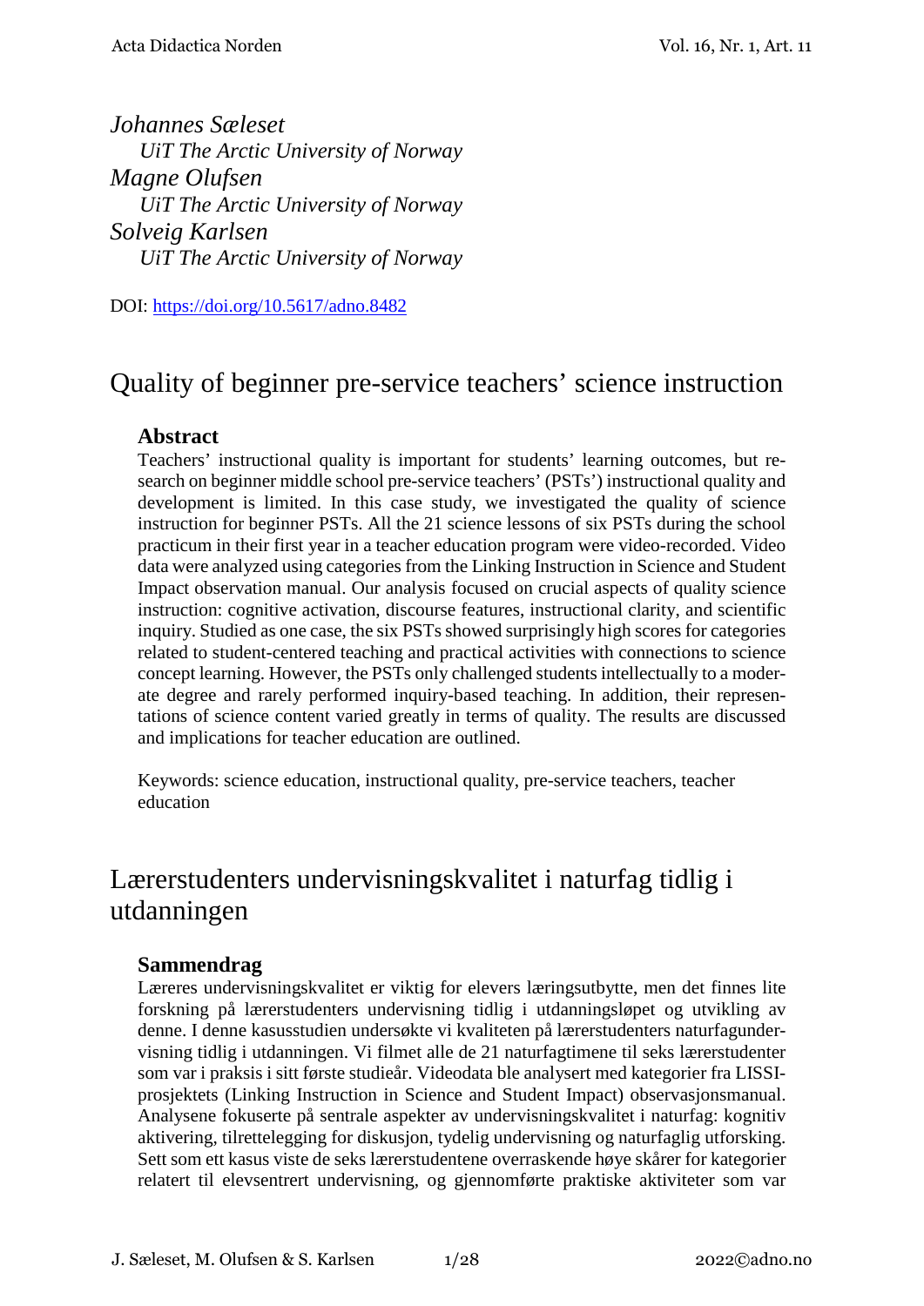*Johannes Sæleset*
*UiT The Arctic University of Norway*
*Magne Olufsen*
*UiT The Arctic University of Norway*
*Solveig Karlsen*
*UiT The Arctic University of Norway*

DOI: https://doi.org/10.5617/adno.8482

# Quality of beginner pre-service teachers' science instruction

## Abstract

Teachers' instructional quality is important for students' learning outcomes, but research on beginner middle school pre-service teachers' (PSTs') instructional quality and development is limited. In this case study, we investigated the quality of science instruction for beginner PSTs. All the 21 science lessons of six PSTs during the school practicum in their first year in a teacher education program were video-recorded. Video data were analyzed using categories from the Linking Instruction in Science and Student Impact observation manual. Our analysis focused on crucial aspects of quality science instruction: cognitive activation, discourse features, instructional clarity, and scientific inquiry. Studied as one case, the six PSTs showed surprisingly high scores for categories related to student-centered teaching and practical activities with connections to science concept learning. However, the PSTs only challenged students intellectually to a moderate degree and rarely performed inquiry-based teaching. In addition, their representations of science content varied greatly in terms of quality. The results are discussed and implications for teacher education are outlined.

Keywords: science education, instructional quality, pre-service teachers, teacher education

# Lærerstudenters undervisningskvalitet i naturfag tidlig i utdanningen

## Sammendrag

Læreres undervisningskvalitet er viktig for elevers læringsutbytte, men det finnes lite forskning på lærerstudenters undervisning tidlig i utdanningsløpet og utvikling av denne. I denne kasusstudien undersøkte vi kvaliteten på lærerstudenters naturfagundervisning tidlig i utdanningen. Vi filmet alle de 21 naturfagtimene til seks lærerstudenter som var i praksis i sitt første studieår. Videodata ble analysert med kategorier fra LISSI-prosjektets (Linking Instruction in Science and Student Impact) observasjonsmanual. Analysene fokuserte på sentrale aspekter av undervisningskvalitet i naturfag: kognitiv aktivering, tilrettelegging for diskusjon, tydelig undervisning og naturfaglig utforsking. Sett som ett kasus viste de seks lærerstudentene overraskende høye skårer for kategorier relatert til elevsentrert undervisning, og gjennomførte praktiske aktiviteter som var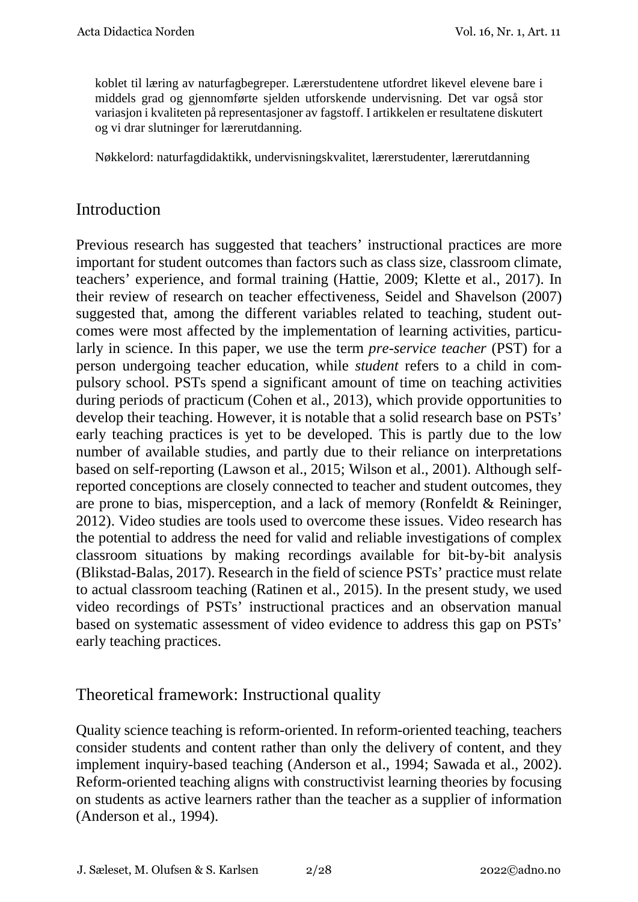koblet til læring av naturfagbegreper. Lærerstudentene utfordret likevel elevene bare i middels grad og gjennomførte sjelden utforskende undervisning. Det var også stor variasjon i kvaliteten på representasjoner av fagstoff. I artikkelen er resultatene diskutert og vi drar slutninger for lærerutdanning.

Nøkkelord: naturfagdidaktikk, undervisningskvalitet, lærerstudenter, lærerutdanning

## Introduction

Previous research has suggested that teachers' instructional practices are more important for student outcomes than factors such as class size, classroom climate, teachers' experience, and formal training (Hattie, 2009; Klette et al., 2017). In their review of research on teacher effectiveness, Seidel and Shavelson (2007) suggested that, among the different variables related to teaching, student outcomes were most affected by the implementation of learning activities, particularly in science. In this paper, we use the term *pre-service teacher* (PST) for a person undergoing teacher education, while *student* refers to a child in compulsory school. PSTs spend a significant amount of time on teaching activities during periods of practicum (Cohen et al., 2013), which provide opportunities to develop their teaching. However, it is notable that a solid research base on PSTs' early teaching practices is yet to be developed. This is partly due to the low number of available studies, and partly due to their reliance on interpretations based on self-reporting (Lawson et al., 2015; Wilson et al., 2001). Although self-reported conceptions are closely connected to teacher and student outcomes, they are prone to bias, misperception, and a lack of memory (Ronfeldt & Reininger, 2012). Video studies are tools used to overcome these issues. Video research has the potential to address the need for valid and reliable investigations of complex classroom situations by making recordings available for bit-by-bit analysis (Blikstad-Balas, 2017). Research in the field of science PSTs' practice must relate to actual classroom teaching (Ratinen et al., 2015). In the present study, we used video recordings of PSTs' instructional practices and an observation manual based on systematic assessment of video evidence to address this gap on PSTs' early teaching practices.

## Theoretical framework: Instructional quality

Quality science teaching is reform-oriented. In reform-oriented teaching, teachers consider students and content rather than only the delivery of content, and they implement inquiry-based teaching (Anderson et al., 1994; Sawada et al., 2002). Reform-oriented teaching aligns with constructivist learning theories by focusing on students as active learners rather than the teacher as a supplier of information (Anderson et al., 1994).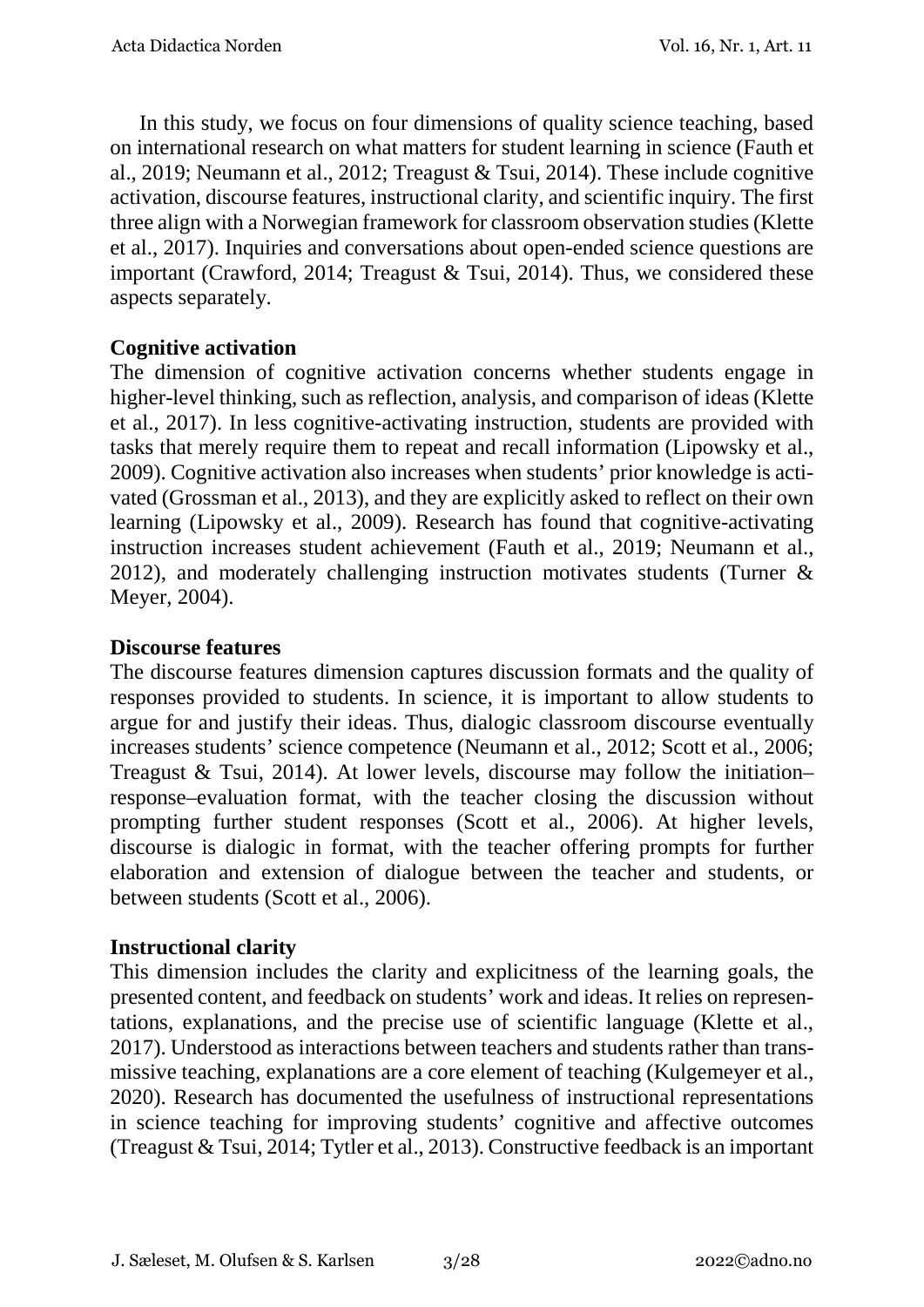In this study, we focus on four dimensions of quality science teaching, based on international research on what matters for student learning in science (Fauth et al., 2019; Neumann et al., 2012; Treagust & Tsui, 2014). These include cognitive activation, discourse features, instructional clarity, and scientific inquiry. The first three align with a Norwegian framework for classroom observation studies (Klette et al., 2017). Inquiries and conversations about open-ended science questions are important (Crawford, 2014; Treagust & Tsui, 2014). Thus, we considered these aspects separately.

**Cognitive activation**

The dimension of cognitive activation concerns whether students engage in higher-level thinking, such as reflection, analysis, and comparison of ideas (Klette et al., 2017). In less cognitive-activating instruction, students are provided with tasks that merely require them to repeat and recall information (Lipowsky et al., 2009). Cognitive activation also increases when students' prior knowledge is activated (Grossman et al., 2013), and they are explicitly asked to reflect on their own learning (Lipowsky et al., 2009). Research has found that cognitive-activating instruction increases student achievement (Fauth et al., 2019; Neumann et al., 2012), and moderately challenging instruction motivates students (Turner & Meyer, 2004).

**Discourse features**

The discourse features dimension captures discussion formats and the quality of responses provided to students. In science, it is important to allow students to argue for and justify their ideas. Thus, dialogic classroom discourse eventually increases students' science competence (Neumann et al., 2012; Scott et al., 2006; Treagust & Tsui, 2014). At lower levels, discourse may follow the initiation–response–evaluation format, with the teacher closing the discussion without prompting further student responses (Scott et al., 2006). At higher levels, discourse is dialogic in format, with the teacher offering prompts for further elaboration and extension of dialogue between the teacher and students, or between students (Scott et al., 2006).

**Instructional clarity**

This dimension includes the clarity and explicitness of the learning goals, the presented content, and feedback on students' work and ideas. It relies on representations, explanations, and the precise use of scientific language (Klette et al., 2017). Understood as interactions between teachers and students rather than transmissive teaching, explanations are a core element of teaching (Kulgemeyer et al., 2020). Research has documented the usefulness of instructional representations in science teaching for improving students' cognitive and affective outcomes (Treagust & Tsui, 2014; Tytler et al., 2013). Constructive feedback is an important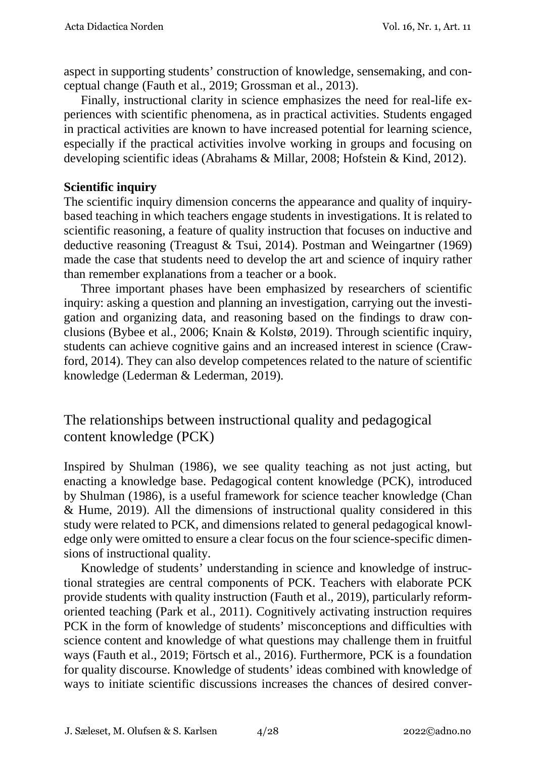aspect in supporting students' construction of knowledge, sensemaking, and conceptual change (Fauth et al., 2019; Grossman et al., 2013).

Finally, instructional clarity in science emphasizes the need for real-life experiences with scientific phenomena, as in practical activities. Students engaged in practical activities are known to have increased potential for learning science, especially if the practical activities involve working in groups and focusing on developing scientific ideas (Abrahams & Millar, 2008; Hofstein & Kind, 2012).

**Scientific inquiry**

The scientific inquiry dimension concerns the appearance and quality of inquiry-based teaching in which teachers engage students in investigations. It is related to scientific reasoning, a feature of quality instruction that focuses on inductive and deductive reasoning (Treagust & Tsui, 2014). Postman and Weingartner (1969) made the case that students need to develop the art and science of inquiry rather than remember explanations from a teacher or a book.

Three important phases have been emphasized by researchers of scientific inquiry: asking a question and planning an investigation, carrying out the investigation and organizing data, and reasoning based on the findings to draw conclusions (Bybee et al., 2006; Knain & Kolstø, 2019). Through scientific inquiry, students can achieve cognitive gains and an increased interest in science (Crawford, 2014). They can also develop competences related to the nature of scientific knowledge (Lederman & Lederman, 2019).

## The relationships between instructional quality and pedagogical content knowledge (PCK)

Inspired by Shulman (1986), we see quality teaching as not just acting, but enacting a knowledge base. Pedagogical content knowledge (PCK), introduced by Shulman (1986), is a useful framework for science teacher knowledge (Chan & Hume, 2019). All the dimensions of instructional quality considered in this study were related to PCK, and dimensions related to general pedagogical knowledge only were omitted to ensure a clear focus on the four science-specific dimensions of instructional quality.

Knowledge of students' understanding in science and knowledge of instructional strategies are central components of PCK. Teachers with elaborate PCK provide students with quality instruction (Fauth et al., 2019), particularly reform-oriented teaching (Park et al., 2011). Cognitively activating instruction requires PCK in the form of knowledge of students' misconceptions and difficulties with science content and knowledge of what questions may challenge them in fruitful ways (Fauth et al., 2019; Förtsch et al., 2016). Furthermore, PCK is a foundation for quality discourse. Knowledge of students' ideas combined with knowledge of ways to initiate scientific discussions increases the chances of desired conver-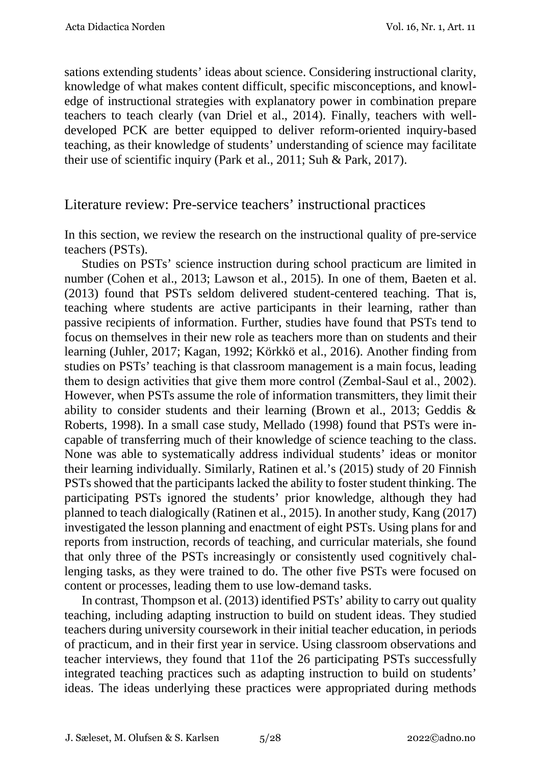sations extending students' ideas about science. Considering instructional clarity, knowledge of what makes content difficult, specific misconceptions, and knowledge of instructional strategies with explanatory power in combination prepare teachers to teach clearly (van Driel et al., 2014). Finally, teachers with well-developed PCK are better equipped to deliver reform-oriented inquiry-based teaching, as their knowledge of students' understanding of science may facilitate their use of scientific inquiry (Park et al., 2011; Suh & Park, 2017).

## Literature review: Pre-service teachers' instructional practices

In this section, we review the research on the instructional quality of pre-service teachers (PSTs).

Studies on PSTs' science instruction during school practicum are limited in number (Cohen et al., 2013; Lawson et al., 2015). In one of them, Baeten et al. (2013) found that PSTs seldom delivered student-centered teaching. That is, teaching where students are active participants in their learning, rather than passive recipients of information. Further, studies have found that PSTs tend to focus on themselves in their new role as teachers more than on students and their learning (Juhler, 2017; Kagan, 1992; Körkkö et al., 2016). Another finding from studies on PSTs' teaching is that classroom management is a main focus, leading them to design activities that give them more control (Zembal-Saul et al., 2002). However, when PSTs assume the role of information transmitters, they limit their ability to consider students and their learning (Brown et al., 2013; Geddis & Roberts, 1998). In a small case study, Mellado (1998) found that PSTs were incapable of transferring much of their knowledge of science teaching to the class. None was able to systematically address individual students' ideas or monitor their learning individually. Similarly, Ratinen et al.'s (2015) study of 20 Finnish PSTs showed that the participants lacked the ability to foster student thinking. The participating PSTs ignored the students' prior knowledge, although they had planned to teach dialogically (Ratinen et al., 2015). In another study, Kang (2017) investigated the lesson planning and enactment of eight PSTs. Using plans for and reports from instruction, records of teaching, and curricular materials, she found that only three of the PSTs increasingly or consistently used cognitively challenging tasks, as they were trained to do. The other five PSTs were focused on content or processes, leading them to use low-demand tasks.

In contrast, Thompson et al. (2013) identified PSTs' ability to carry out quality teaching, including adapting instruction to build on student ideas. They studied teachers during university coursework in their initial teacher education, in periods of practicum, and in their first year in service. Using classroom observations and teacher interviews, they found that 11of the 26 participating PSTs successfully integrated teaching practices such as adapting instruction to build on students' ideas. The ideas underlying these practices were appropriated during methods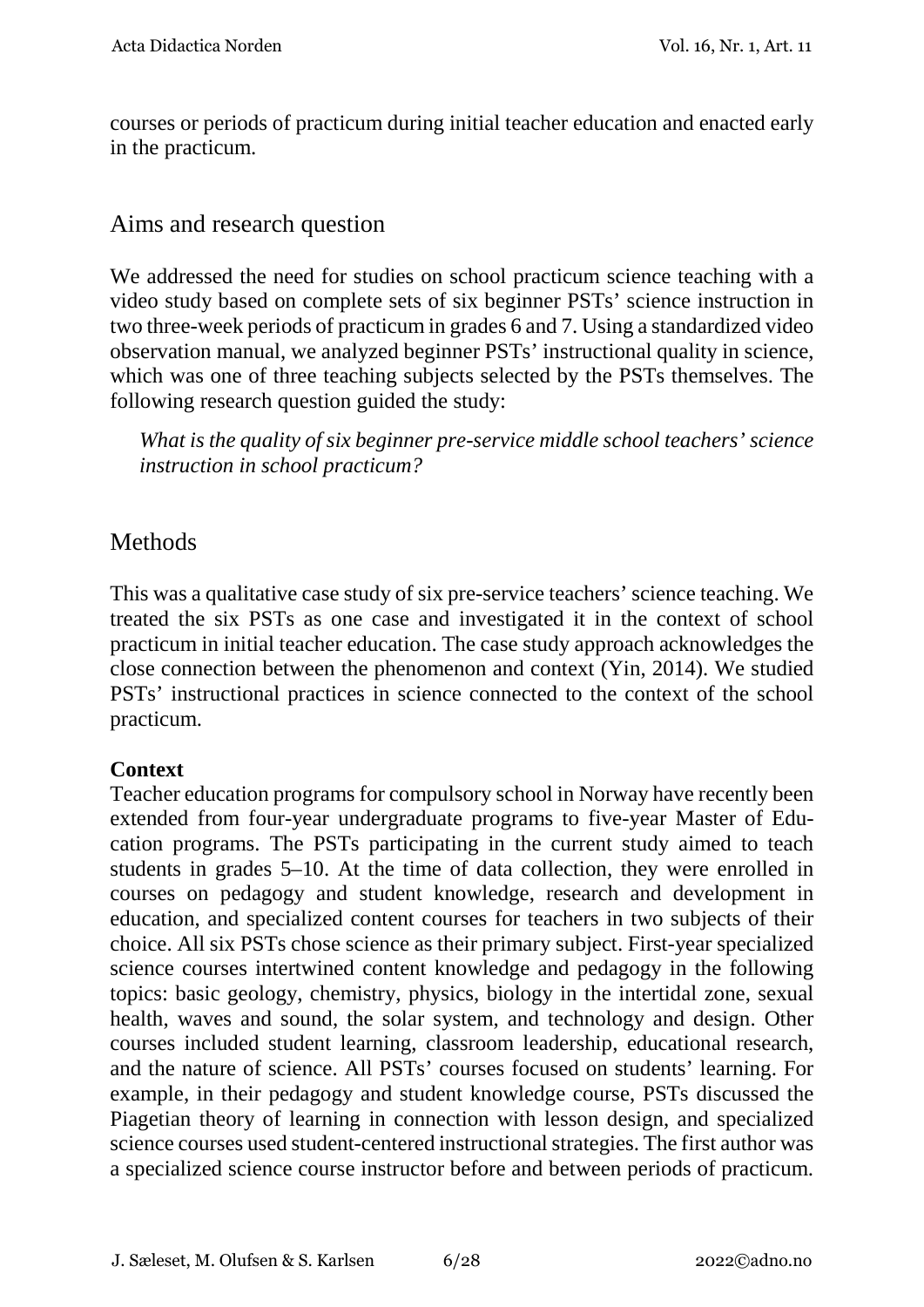courses or periods of practicum during initial teacher education and enacted early in the practicum.

## Aims and research question

We addressed the need for studies on school practicum science teaching with a video study based on complete sets of six beginner PSTs' science instruction in two three-week periods of practicum in grades 6 and 7. Using a standardized video observation manual, we analyzed beginner PSTs' instructional quality in science, which was one of three teaching subjects selected by the PSTs themselves. The following research question guided the study:

> *What is the quality of six beginner pre-service middle school teachers' science instruction in school practicum?*

## Methods

This was a qualitative case study of six pre-service teachers' science teaching. We treated the six PSTs as one case and investigated it in the context of school practicum in initial teacher education. The case study approach acknowledges the close connection between the phenomenon and context (Yin, 2014). We studied PSTs' instructional practices in science connected to the context of the school practicum.

**Context**

Teacher education programs for compulsory school in Norway have recently been extended from four-year undergraduate programs to five-year Master of Education programs. The PSTs participating in the current study aimed to teach students in grades 5–10. At the time of data collection, they were enrolled in courses on pedagogy and student knowledge, research and development in education, and specialized content courses for teachers in two subjects of their choice. All six PSTs chose science as their primary subject. First-year specialized science courses intertwined content knowledge and pedagogy in the following topics: basic geology, chemistry, physics, biology in the intertidal zone, sexual health, waves and sound, the solar system, and technology and design. Other courses included student learning, classroom leadership, educational research, and the nature of science. All PSTs' courses focused on students' learning. For example, in their pedagogy and student knowledge course, PSTs discussed the Piagetian theory of learning in connection with lesson design, and specialized science courses used student-centered instructional strategies. The first author was a specialized science course instructor before and between periods of practicum.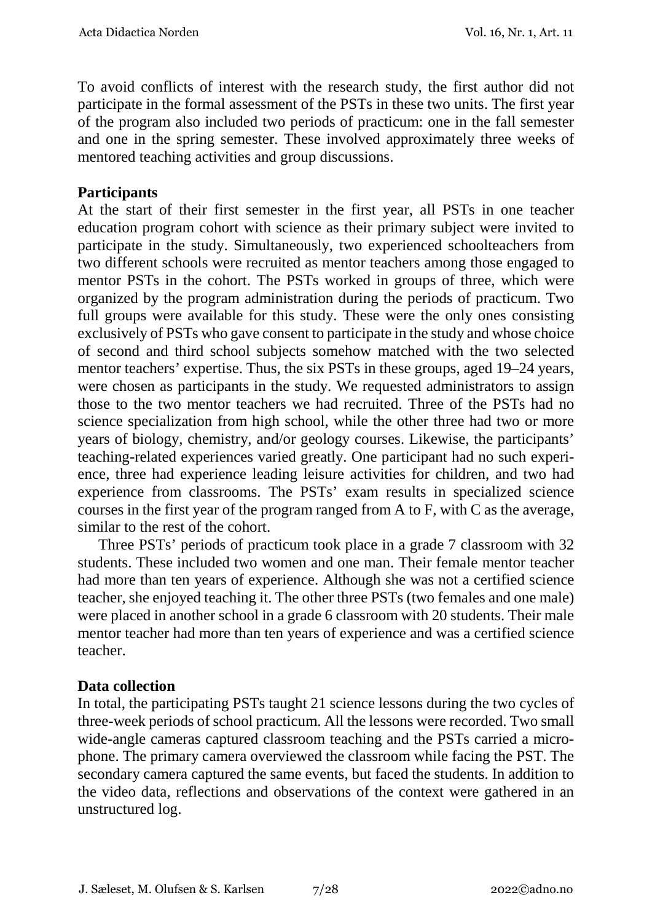To avoid conflicts of interest with the research study, the first author did not participate in the formal assessment of the PSTs in these two units. The first year of the program also included two periods of practicum: one in the fall semester and one in the spring semester. These involved approximately three weeks of mentored teaching activities and group discussions.

## Participants

At the start of their first semester in the first year, all PSTs in one teacher education program cohort with science as their primary subject were invited to participate in the study. Simultaneously, two experienced schoolteachers from two different schools were recruited as mentor teachers among those engaged to mentor PSTs in the cohort. The PSTs worked in groups of three, which were organized by the program administration during the periods of practicum. Two full groups were available for this study. These were the only ones consisting exclusively of PSTs who gave consent to participate in the study and whose choice of second and third school subjects somehow matched with the two selected mentor teachers' expertise. Thus, the six PSTs in these groups, aged 19–24 years, were chosen as participants in the study. We requested administrators to assign those to the two mentor teachers we had recruited. Three of the PSTs had no science specialization from high school, while the other three had two or more years of biology, chemistry, and/or geology courses. Likewise, the participants' teaching-related experiences varied greatly. One participant had no such experience, three had experience leading leisure activities for children, and two had experience from classrooms. The PSTs' exam results in specialized science courses in the first year of the program ranged from A to F, with C as the average, similar to the rest of the cohort.

Three PSTs' periods of practicum took place in a grade 7 classroom with 32 students. These included two women and one man. Their female mentor teacher had more than ten years of experience. Although she was not a certified science teacher, she enjoyed teaching it. The other three PSTs (two females and one male) were placed in another school in a grade 6 classroom with 20 students. Their male mentor teacher had more than ten years of experience and was a certified science teacher.

## Data collection

In total, the participating PSTs taught 21 science lessons during the two cycles of three-week periods of school practicum. All the lessons were recorded. Two small wide-angle cameras captured classroom teaching and the PSTs carried a microphone. The primary camera overviewed the classroom while facing the PST. The secondary camera captured the same events, but faced the students. In addition to the video data, reflections and observations of the context were gathered in an unstructured log.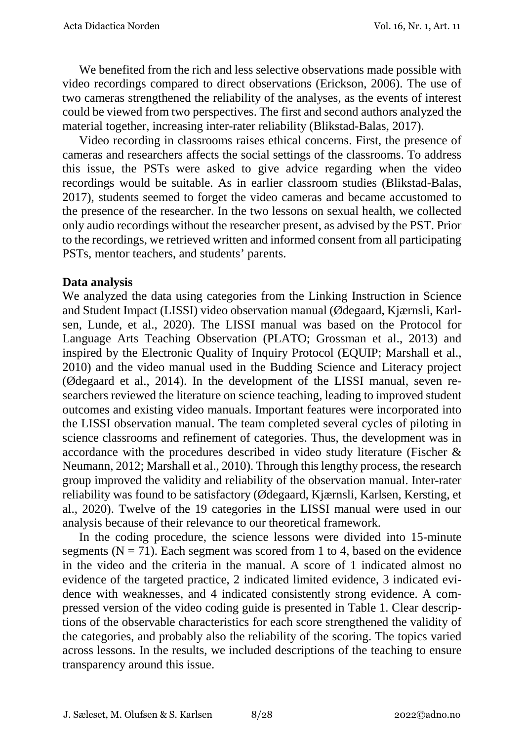We benefited from the rich and less selective observations made possible with video recordings compared to direct observations (Erickson, 2006). The use of two cameras strengthened the reliability of the analyses, as the events of interest could be viewed from two perspectives. The first and second authors analyzed the material together, increasing inter-rater reliability (Blikstad-Balas, 2017).

Video recording in classrooms raises ethical concerns. First, the presence of cameras and researchers affects the social settings of the classrooms. To address this issue, the PSTs were asked to give advice regarding when the video recordings would be suitable. As in earlier classroom studies (Blikstad-Balas, 2017), students seemed to forget the video cameras and became accustomed to the presence of the researcher. In the two lessons on sexual health, we collected only audio recordings without the researcher present, as advised by the PST. Prior to the recordings, we retrieved written and informed consent from all participating PSTs, mentor teachers, and students' parents.

**Data analysis**

We analyzed the data using categories from the Linking Instruction in Science and Student Impact (LISSI) video observation manual (Ødegaard, Kjærnsli, Karlsen, Lunde, et al., 2020). The LISSI manual was based on the Protocol for Language Arts Teaching Observation (PLATO; Grossman et al., 2013) and inspired by the Electronic Quality of Inquiry Protocol (EQUIP; Marshall et al., 2010) and the video manual used in the Budding Science and Literacy project (Ødegaard et al., 2014). In the development of the LISSI manual, seven researchers reviewed the literature on science teaching, leading to improved student outcomes and existing video manuals. Important features were incorporated into the LISSI observation manual. The team completed several cycles of piloting in science classrooms and refinement of categories. Thus, the development was in accordance with the procedures described in video study literature (Fischer & Neumann, 2012; Marshall et al., 2010). Through this lengthy process, the research group improved the validity and reliability of the observation manual. Inter-rater reliability was found to be satisfactory (Ødegaard, Kjærnsli, Karlsen, Kersting, et al., 2020). Twelve of the 19 categories in the LISSI manual were used in our analysis because of their relevance to our theoretical framework.

In the coding procedure, the science lessons were divided into 15-minute segments ($N = 71$). Each segment was scored from 1 to 4, based on the evidence in the video and the criteria in the manual. A score of 1 indicated almost no evidence of the targeted practice, 2 indicated limited evidence, 3 indicated evidence with weaknesses, and 4 indicated consistently strong evidence. A compressed version of the video coding guide is presented in Table 1. Clear descriptions of the observable characteristics for each score strengthened the validity of the categories, and probably also the reliability of the scoring. The topics varied across lessons. In the results, we included descriptions of the teaching to ensure transparency around this issue.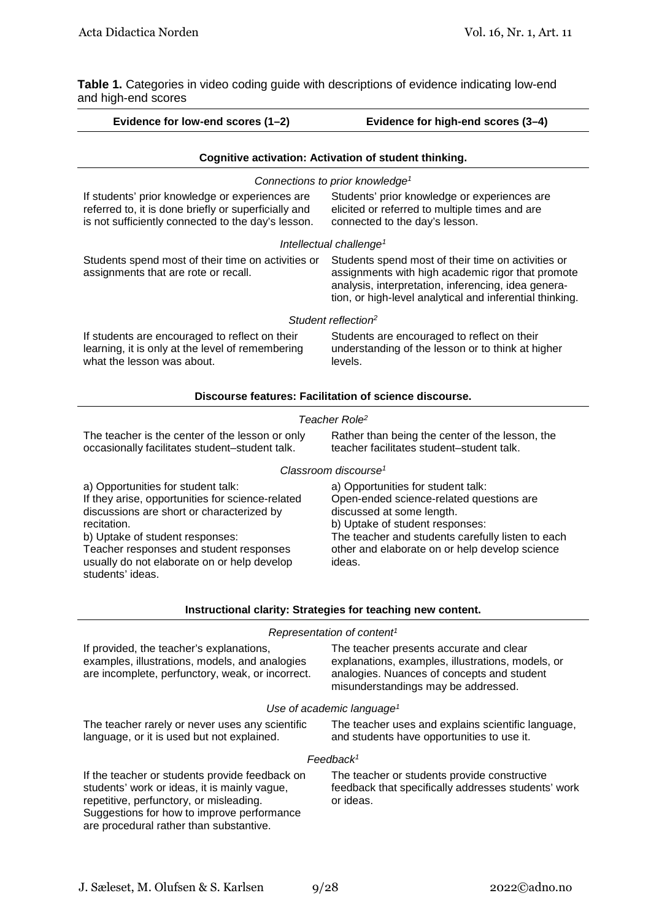**Table 1.** Categories in video coding guide with descriptions of evidence indicating low-end and high-end scores

| Evidence for low-end scores (1–2) | Evidence for high-end scores (3–4) |
|---|---|
| **Cognitive activation: Activation of student thinking.** | |
| *Connections to prior knowledge[1]* | |
| If students' prior knowledge or experiences are referred to, it is done briefly or superficially and is not sufficiently connected to the day's lesson. | Students' prior knowledge or experiences are elicited or referred to multiple times and are connected to the day's lesson. |
| *Intellectual challenge[1]* | |
| Students spend most of their time on activities or assignments that are rote or recall. | Students spend most of their time on activities or assignments with high academic rigor that promote analysis, interpretation, inferencing, idea generation, or high-level analytical and inferential thinking. |
| *Student reflection[2]* | |
| If students are encouraged to reflect on their learning, it is only at the level of remembering what the lesson was about. | Students are encouraged to reflect on their understanding of the lesson or to think at higher levels. |
| **Discourse features: Facilitation of science discourse.** | |
| *Teacher Role[2]* | |
| The teacher is the center of the lesson or only occasionally facilitates student–student talk. | Rather than being the center of the lesson, the teacher facilitates student–student talk. |
| *Classroom discourse[1]* | |
| a) Opportunities for student talk: If they arise, opportunities for science-related discussions are short or characterized by recitation. b) Uptake of student responses: Teacher responses and student responses usually do not elaborate on or help develop students' ideas. | a) Opportunities for student talk: Open-ended science-related questions are discussed at some length. b) Uptake of student responses: The teacher and students carefully listen to each other and elaborate on or help develop science ideas. |
| **Instructional clarity: Strategies for teaching new content.** | |
| *Representation of content[1]* | |
| If provided, the teacher's explanations, examples, illustrations, models, and analogies are incomplete, perfunctory, weak, or incorrect. | The teacher presents accurate and clear explanations, examples, illustrations, models, or analogies. Nuances of concepts and student misunderstandings may be addressed. |
| *Use of academic language[1]* | |
| The teacher rarely or never uses any scientific language, or it is used but not explained. | The teacher uses and explains scientific language, and students have opportunities to use it. |
| *Feedback[1]* | |
| If the teacher or students provide feedback on students' work or ideas, it is mainly vague, repetitive, perfunctory, or misleading. Suggestions for how to improve performance are procedural rather than substantive. | The teacher or students provide constructive feedback that specifically addresses students' work or ideas. |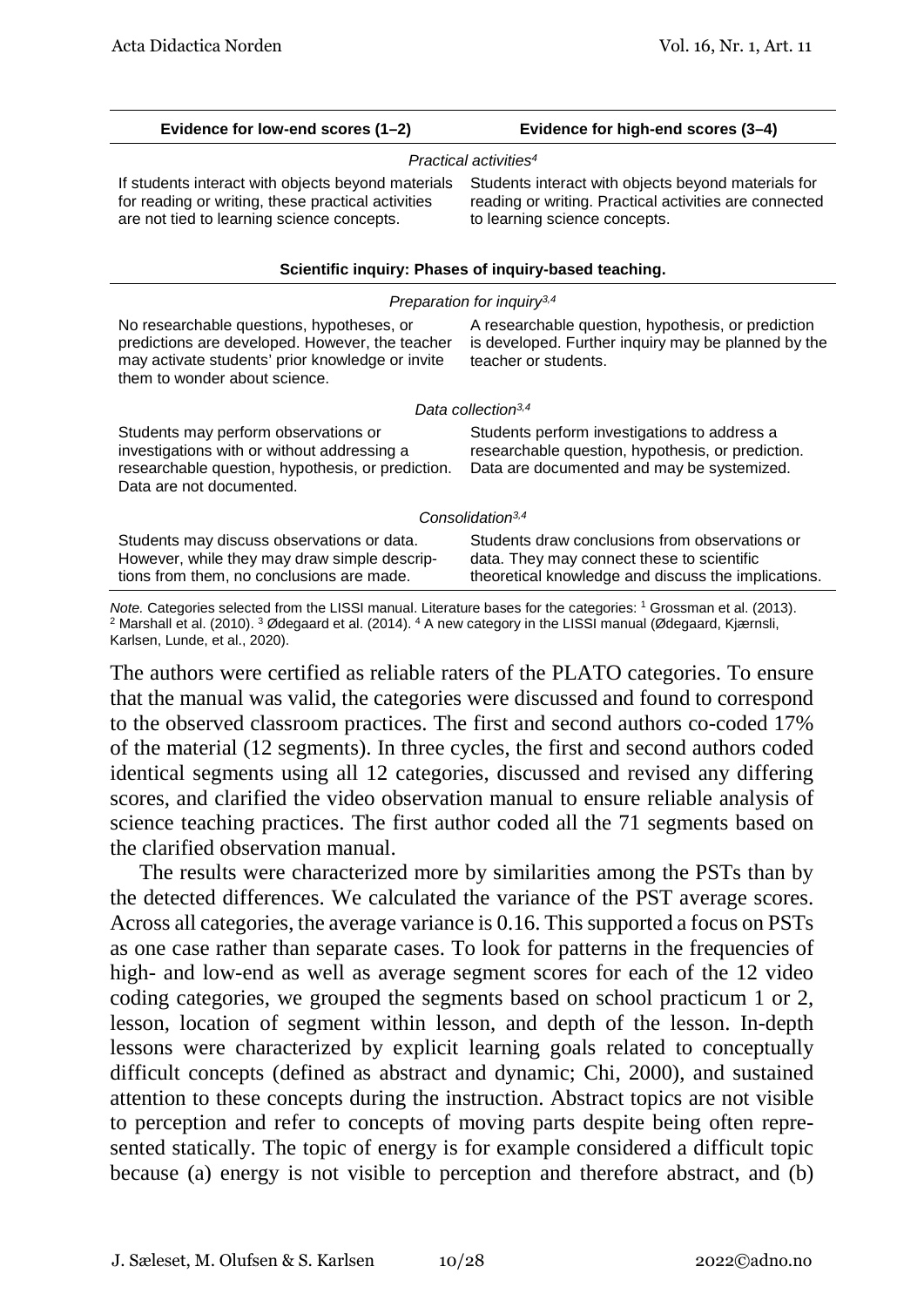| Evidence for low-end scores (1–2) | Evidence for high-end scores (3–4) |
|---|---|
| *Practical activities*[4] | |
| If students interact with objects beyond materials for reading or writing, these practical activities are not tied to learning science concepts. | Students interact with objects beyond materials for reading or writing. Practical activities are connected to learning science concepts. |
| **Scientific inquiry: Phases of inquiry-based teaching.** | |
| *Preparation for inquiry*[3,4] | |
| No researchable questions, hypotheses, or predictions are developed. However, the teacher may activate students' prior knowledge or invite them to wonder about science. | A researchable question, hypothesis, or prediction is developed. Further inquiry may be planned by the teacher or students. |
| *Data collection*[3,4] | |
| Students may perform observations or investigations with or without addressing a researchable question, hypothesis, or prediction. Data are not documented. | Students perform investigations to address a researchable question, hypothesis, or prediction. Data are documented and may be systemized. |
| *Consolidation*[3,4] | |
| Students may discuss observations or data. However, while they may draw simple descriptions from them, no conclusions are made. | Students draw conclusions from observations or data. They may connect these to scientific theoretical knowledge and discuss the implications. |

*Note.* Categories selected from the LISSI manual. Literature bases for the categories: [1] Grossman et al. (2013). [2] Marshall et al. (2010). [3] Ødegaard et al. (2014). [4] A new category in the LISSI manual (Ødegaard, Kjærnsli, Karlsen, Lunde, et al., 2020).

The authors were certified as reliable raters of the PLATO categories. To ensure that the manual was valid, the categories were discussed and found to correspond to the observed classroom practices. The first and second authors co-coded 17% of the material (12 segments). In three cycles, the first and second authors coded identical segments using all 12 categories, discussed and revised any differing scores, and clarified the video observation manual to ensure reliable analysis of science teaching practices. The first author coded all the 71 segments based on the clarified observation manual.

The results were characterized more by similarities among the PSTs than by the detected differences. We calculated the variance of the PST average scores. Across all categories, the average variance is 0.16. This supported a focus on PSTs as one case rather than separate cases. To look for patterns in the frequencies of high- and low-end as well as average segment scores for each of the 12 video coding categories, we grouped the segments based on school practicum 1 or 2, lesson, location of segment within lesson, and depth of the lesson. In-depth lessons were characterized by explicit learning goals related to conceptually difficult concepts (defined as abstract and dynamic; Chi, 2000), and sustained attention to these concepts during the instruction. Abstract topics are not visible to perception and refer to concepts of moving parts despite being often represented statically. The topic of energy is for example considered a difficult topic because (a) energy is not visible to perception and therefore abstract, and (b)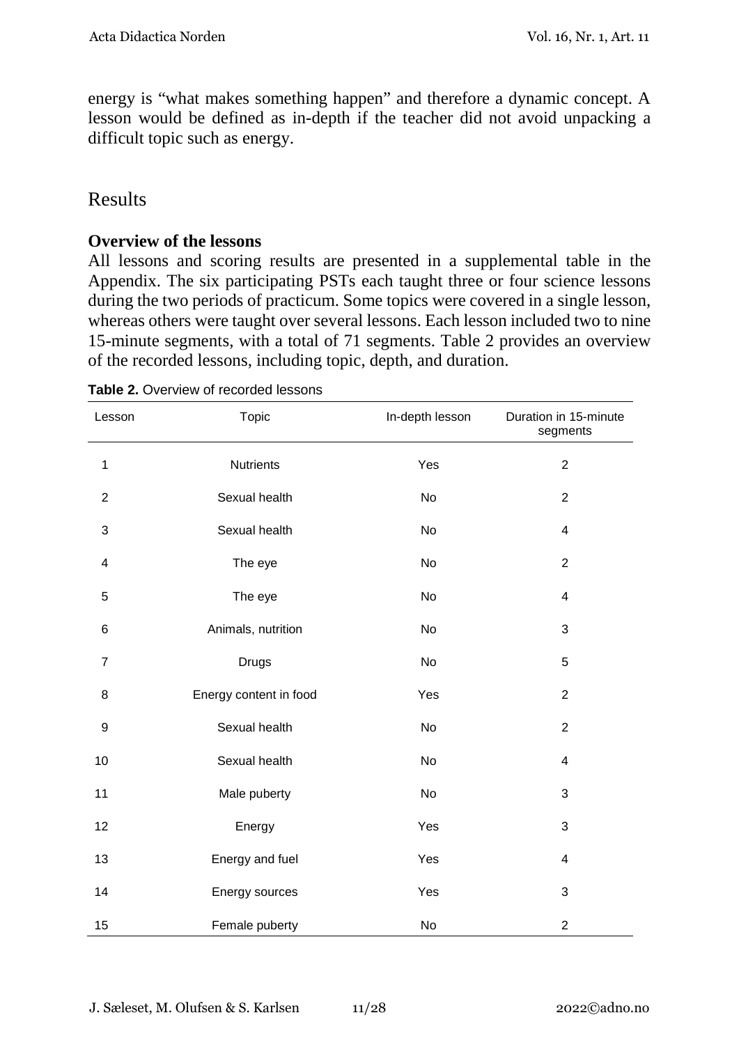energy is "what makes something happen" and therefore a dynamic concept. A lesson would be defined as in-depth if the teacher did not avoid unpacking a difficult topic such as energy.

## Results

### Overview of the lessons

All lessons and scoring results are presented in a supplemental table in the Appendix. The six participating PSTs each taught three or four science lessons during the two periods of practicum. Some topics were covered in a single lesson, whereas others were taught over several lessons. Each lesson included two to nine 15-minute segments, with a total of 71 segments. Table 2 provides an overview of the recorded lessons, including topic, depth, and duration.

**Table 2.** Overview of recorded lessons

| Lesson | Topic | In-depth lesson | Duration in 15-minute segments |
|---|---|---|---|
| 1 | Nutrients | Yes | 2 |
| 2 | Sexual health | No | 2 |
| 3 | Sexual health | No | 4 |
| 4 | The eye | No | 2 |
| 5 | The eye | No | 4 |
| 6 | Animals, nutrition | No | 3 |
| 7 | Drugs | No | 5 |
| 8 | Energy content in food | Yes | 2 |
| 9 | Sexual health | No | 2 |
| 10 | Sexual health | No | 4 |
| 11 | Male puberty | No | 3 |
| 12 | Energy | Yes | 3 |
| 13 | Energy and fuel | Yes | 4 |
| 14 | Energy sources | Yes | 3 |
| 15 | Female puberty | No | 2 |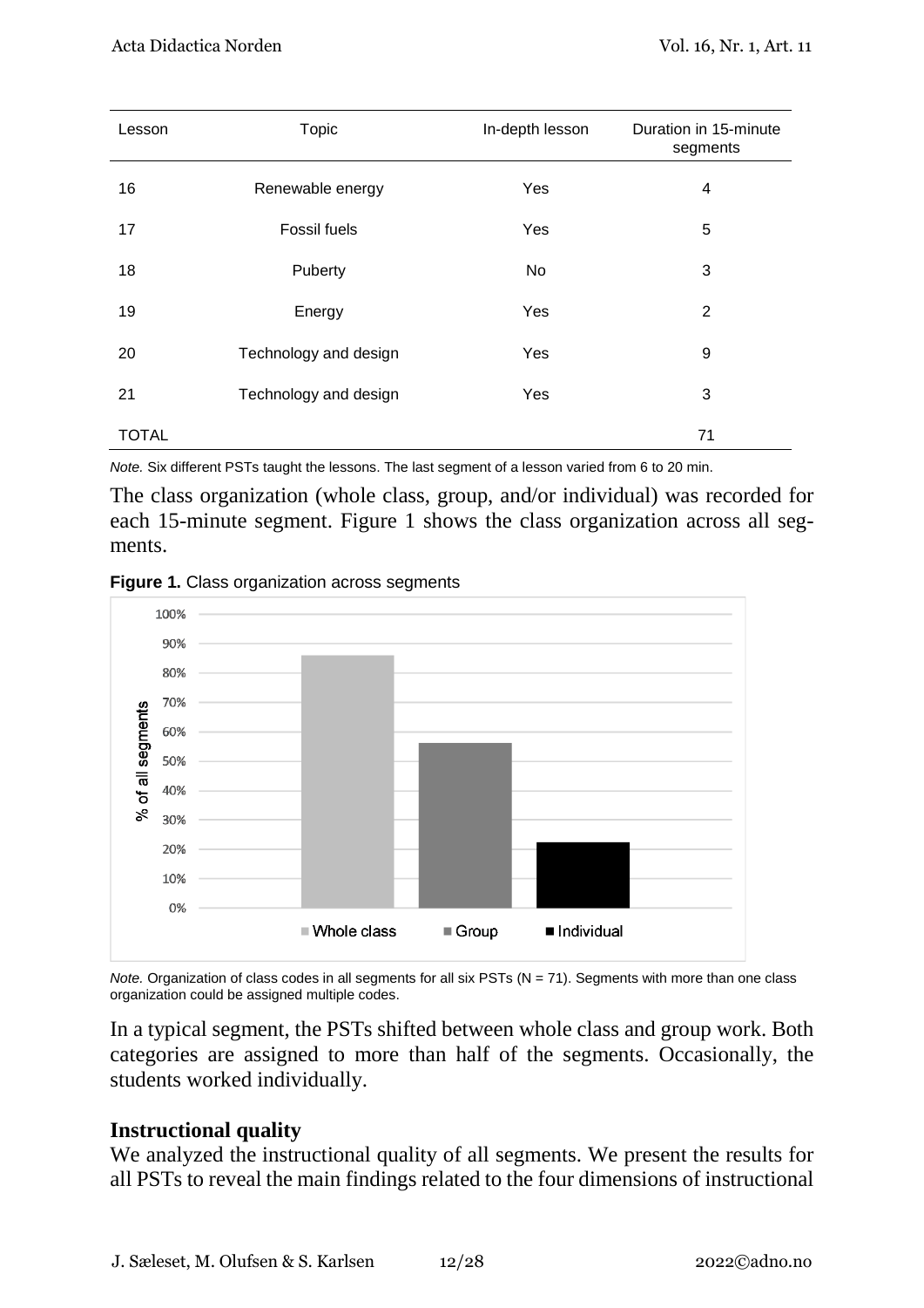| Lesson | Topic | In-depth lesson | Duration in 15-minute segments |
|---|---|---|---|
| 16 | Renewable energy | Yes | 4 |
| 17 | Fossil fuels | Yes | 5 |
| 18 | Puberty | No | 3 |
| 19 | Energy | Yes | 2 |
| 20 | Technology and design | Yes | 9 |
| 21 | Technology and design | Yes | 3 |
| TOTAL | | | 71 |

*Note.* Six different PSTs taught the lessons. The last segment of a lesson varied from 6 to 20 min.

The class organization (whole class, group, and/or individual) was recorded for each 15-minute segment. Figure 1 shows the class organization across all segments.

**Figure 1.** Class organization across segments

*Note.* Organization of class codes in all segments for all six PSTs (N = 71). Segments with more than one class organization could be assigned multiple codes.

In a typical segment, the PSTs shifted between whole class and group work. Both categories are assigned to more than half of the segments. Occasionally, the students worked individually.

### Instructional quality

We analyzed the instructional quality of all segments. We present the results for all PSTs to reveal the main findings related to the four dimensions of instructional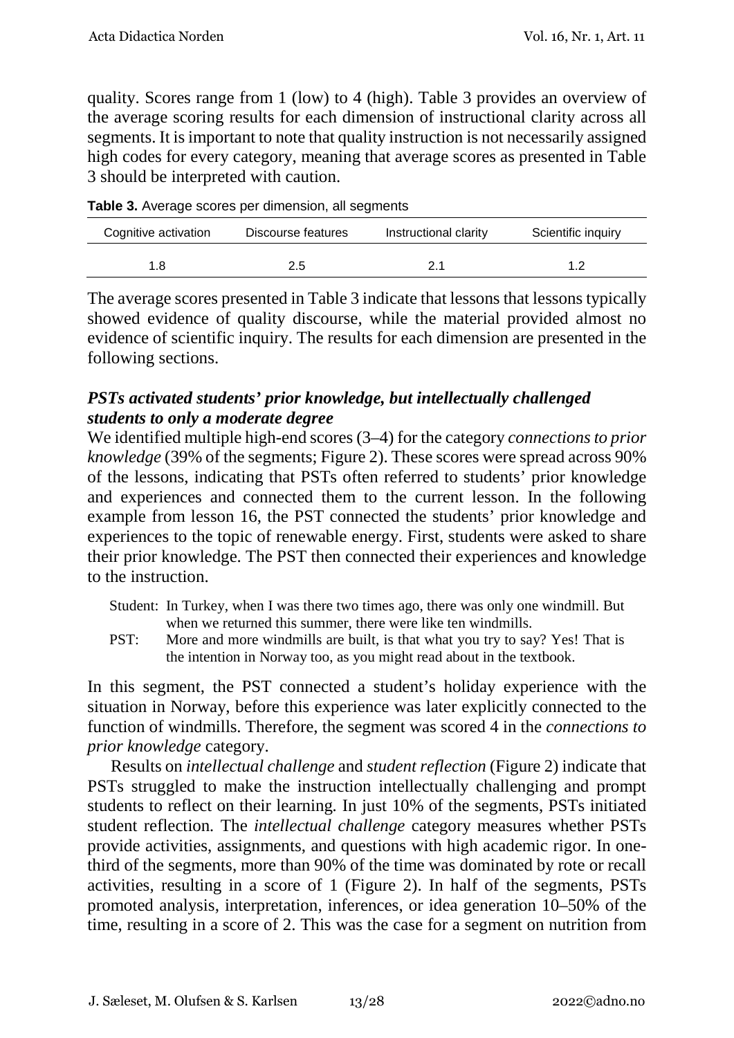quality. Scores range from 1 (low) to 4 (high). Table 3 provides an overview of the average scoring results for each dimension of instructional clarity across all segments. It is important to note that quality instruction is not necessarily assigned high codes for every category, meaning that average scores as presented in Table 3 should be interpreted with caution.

**Table 3.** Average scores per dimension, all segments

| Cognitive activation | Discourse features | Instructional clarity | Scientific inquiry |
|---|---|---|---|
| 1.8 | 2.5 | 2.1 | 1.2 |

The average scores presented in Table 3 indicate that lessons that lessons typically showed evidence of quality discourse, while the material provided almost no evidence of scientific inquiry. The results for each dimension are presented in the following sections.

### *PSTs activated students' prior knowledge, but intellectually challenged students to only a moderate degree*

We identified multiple high-end scores (3–4) for the category *connections to prior knowledge* (39% of the segments; Figure 2). These scores were spread across 90% of the lessons, indicating that PSTs often referred to students' prior knowledge and experiences and connected them to the current lesson. In the following example from lesson 16, the PST connected the students' prior knowledge and experiences to the topic of renewable energy. First, students were asked to share their prior knowledge. The PST then connected their experiences and knowledge to the instruction.

> Student: In Turkey, when I was there two times ago, there was only one windmill. But when we returned this summer, there were like ten windmills.
>
> PST: More and more windmills are built, is that what you try to say? Yes! That is the intention in Norway too, as you might read about in the textbook.

In this segment, the PST connected a student's holiday experience with the situation in Norway, before this experience was later explicitly connected to the function of windmills. Therefore, the segment was scored 4 in the *connections to prior knowledge* category.

Results on *intellectual challenge* and *student reflection* (Figure 2) indicate that PSTs struggled to make the instruction intellectually challenging and prompt students to reflect on their learning. In just 10% of the segments, PSTs initiated student reflection. The *intellectual challenge* category measures whether PSTs provide activities, assignments, and questions with high academic rigor. In one-third of the segments, more than 90% of the time was dominated by rote or recall activities, resulting in a score of 1 (Figure 2). In half of the segments, PSTs promoted analysis, interpretation, inferences, or idea generation 10–50% of the time, resulting in a score of 2. This was the case for a segment on nutrition from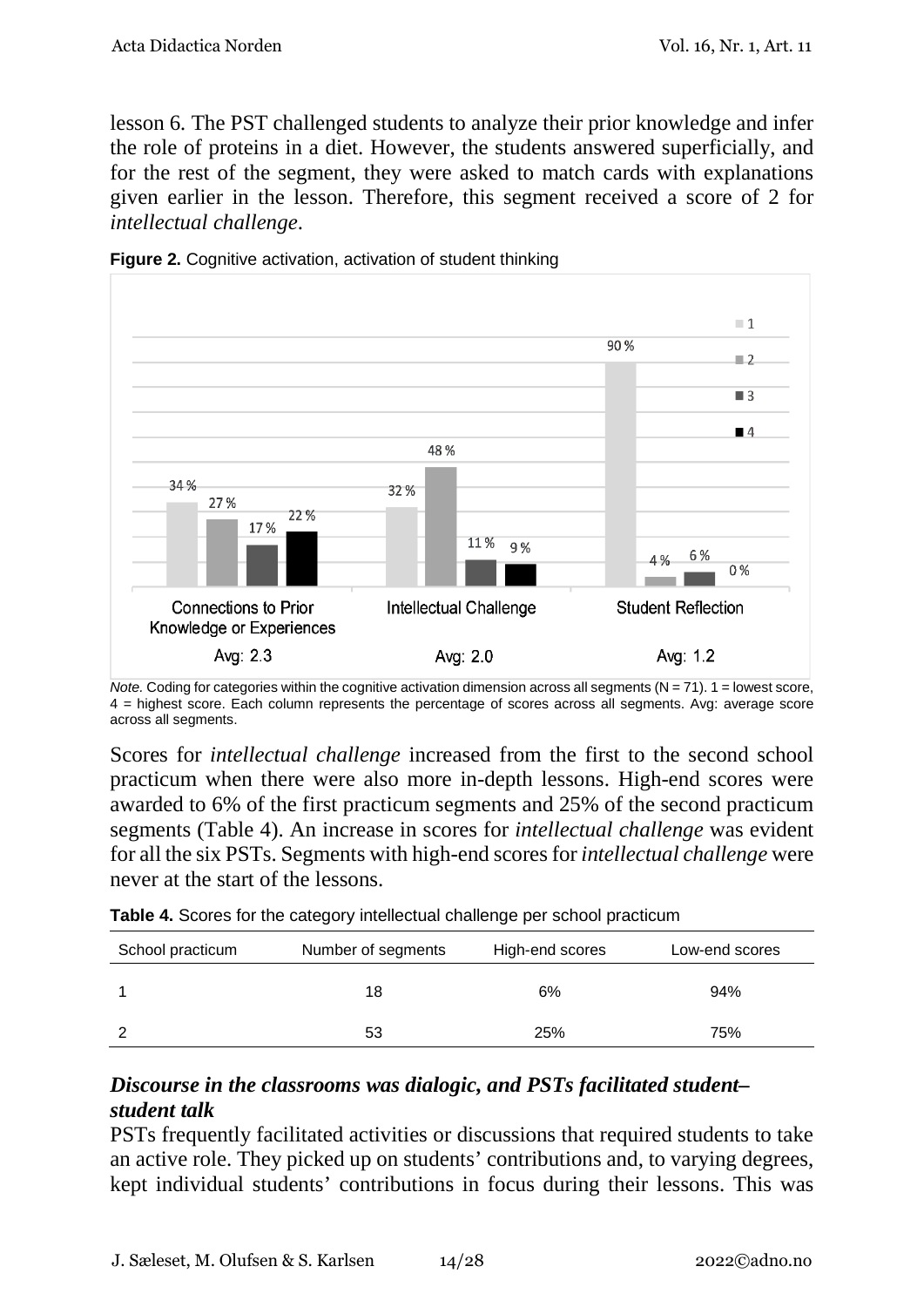lesson 6. The PST challenged students to analyze their prior knowledge and infer the role of proteins in a diet. However, the students answered superficially, and for the rest of the segment, they were asked to match cards with explanations given earlier in the lesson. Therefore, this segment received a score of 2 for *intellectual challenge*.

**Figure 2.** Cognitive activation, activation of student thinking

| | 1 | 2 | 3 | 4 | Avg |
|---|---|---|---|---|---|
| Connections to Prior Knowledge or Experiences | 34 % | 27 % | 17 % | 22 % | 2.3 |
| Intellectual Challenge | 32 % | 48 % | 11 % | 9 % | 2.0 |
| Student Reflection | 90 % | 4 % | 6 % | 0 % | 1.2 |

*Note.* Coding for categories within the cognitive activation dimension across all segments (N = 71). 1 = lowest score, 4 = highest score. Each column represents the percentage of scores across all segments. Avg: average score across all segments.

Scores for *intellectual challenge* increased from the first to the second school practicum when there were also more in-depth lessons. High-end scores were awarded to 6% of the first practicum segments and 25% of the second practicum segments (Table 4). An increase in scores for *intellectual challenge* was evident for all the six PSTs. Segments with high-end scores for *intellectual challenge* were never at the start of the lessons.

**Table 4.** Scores for the category intellectual challenge per school practicum

| School practicum | Number of segments | High-end scores | Low-end scores |
|---|---|---|---|
| 1 | 18 | 6% | 94% |
| 2 | 53 | 25% | 75% |

### *Discourse in the classrooms was dialogic, and PSTs facilitated student–student talk*

PSTs frequently facilitated activities or discussions that required students to take an active role. They picked up on students' contributions and, to varying degrees, kept individual students' contributions in focus during their lessons. This was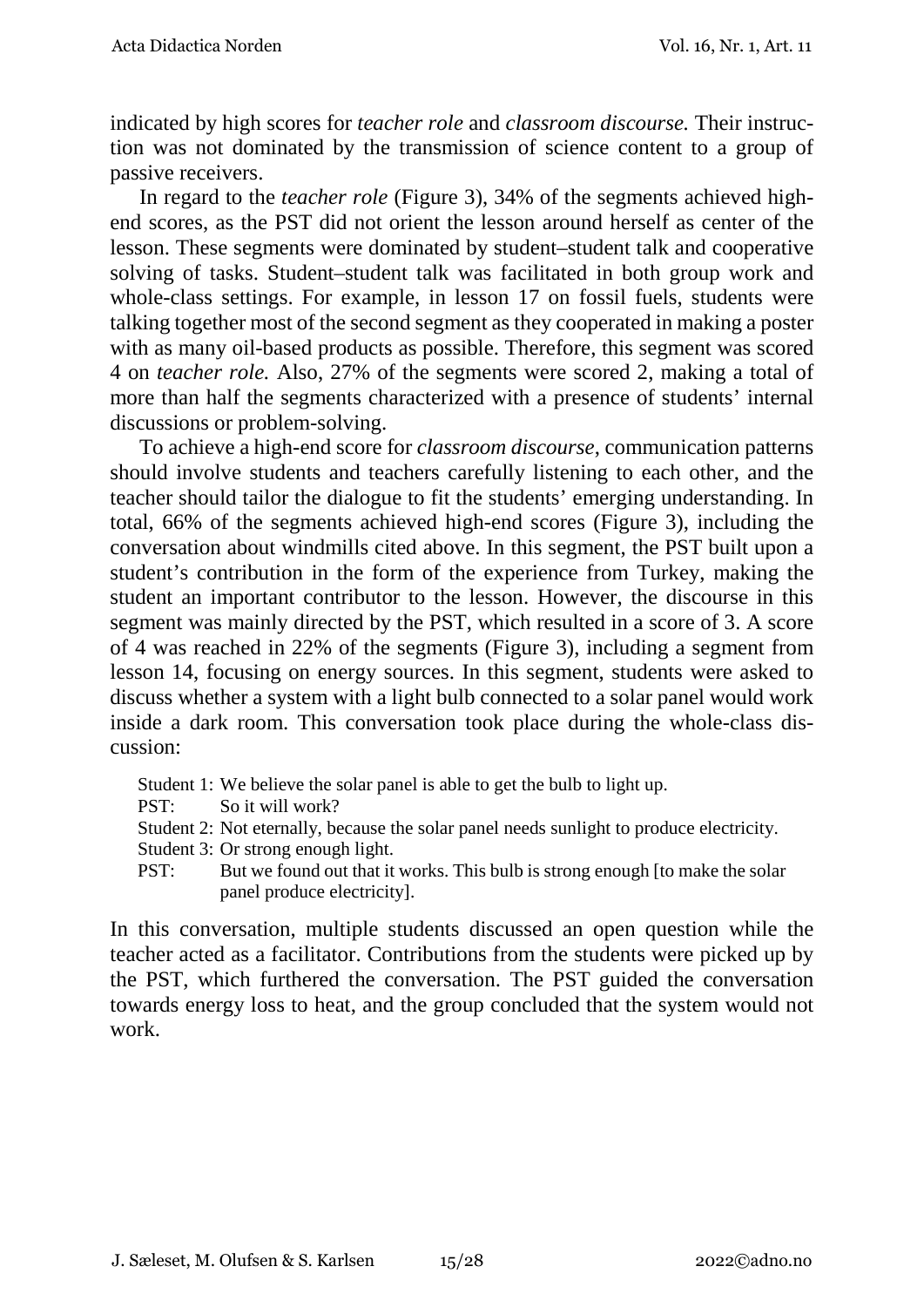indicated by high scores for *teacher role* and *classroom discourse.* Their instruction was not dominated by the transmission of science content to a group of passive receivers.

In regard to the *teacher role* (Figure 3), 34% of the segments achieved high-end scores, as the PST did not orient the lesson around herself as center of the lesson. These segments were dominated by student–student talk and cooperative solving of tasks. Student–student talk was facilitated in both group work and whole-class settings. For example, in lesson 17 on fossil fuels, students were talking together most of the second segment as they cooperated in making a poster with as many oil-based products as possible. Therefore, this segment was scored 4 on *teacher role.* Also, 27% of the segments were scored 2, making a total of more than half the segments characterized with a presence of students' internal discussions or problem-solving.

To achieve a high-end score for *classroom discourse*, communication patterns should involve students and teachers carefully listening to each other, and the teacher should tailor the dialogue to fit the students' emerging understanding. In total, 66% of the segments achieved high-end scores (Figure 3), including the conversation about windmills cited above. In this segment, the PST built upon a student's contribution in the form of the experience from Turkey, making the student an important contributor to the lesson. However, the discourse in this segment was mainly directed by the PST, which resulted in a score of 3. A score of 4 was reached in 22% of the segments (Figure 3), including a segment from lesson 14, focusing on energy sources. In this segment, students were asked to discuss whether a system with a light bulb connected to a solar panel would work inside a dark room. This conversation took place during the whole-class discussion:

> Student 1: We believe the solar panel is able to get the bulb to light up.
> PST: So it will work?
> Student 2: Not eternally, because the solar panel needs sunlight to produce electricity.
> Student 3: Or strong enough light.
> PST: But we found out that it works. This bulb is strong enough [to make the solar panel produce electricity].

In this conversation, multiple students discussed an open question while the teacher acted as a facilitator. Contributions from the students were picked up by the PST, which furthered the conversation. The PST guided the conversation towards energy loss to heat, and the group concluded that the system would not work.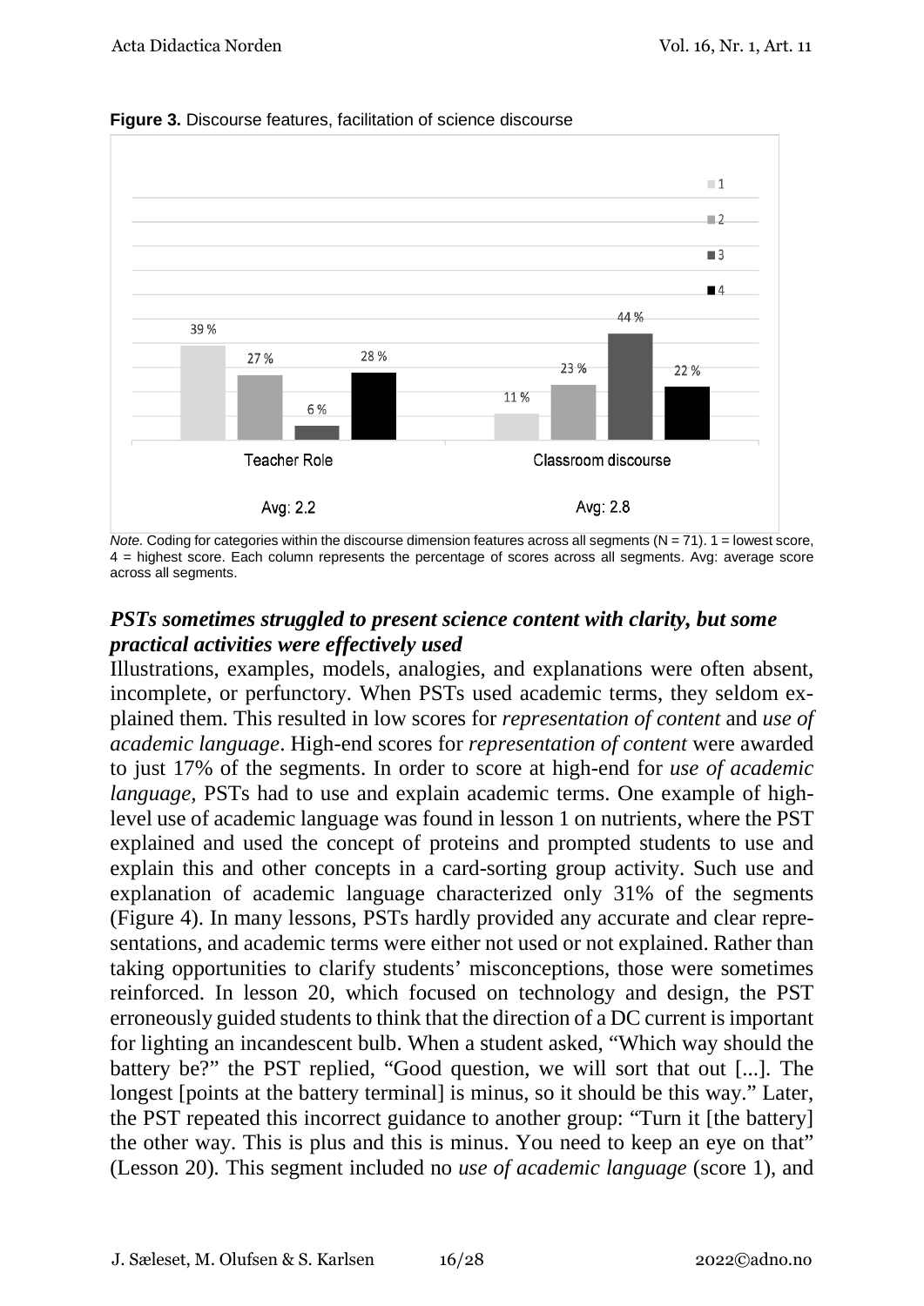**Figure 3.** Discourse features, facilitation of science discourse

| | 1 | 2 | 3 | 4 | Avg |
|---|---|---|---|---|---|
| Teacher Role | 39 % | 27 % | 6 % | 28 % | 2.2 |
| Classroom discourse | 11 % | 23 % | 44 % | 22 % | 2.8 |

*Note.* Coding for categories within the discourse dimension features across all segments (N = 71). 1 = lowest score, 4 = highest score. Each column represents the percentage of scores across all segments. Avg: average score across all segments.

### *PSTs sometimes struggled to present science content with clarity, but some practical activities were effectively used*

Illustrations, examples, models, analogies, and explanations were often absent, incomplete, or perfunctory. When PSTs used academic terms, they seldom explained them. This resulted in low scores for *representation of content* and *use of academic language*. High-end scores for *representation of content* were awarded to just 17% of the segments. In order to score at high-end for *use of academic language,* PSTs had to use and explain academic terms. One example of high-level use of academic language was found in lesson 1 on nutrients, where the PST explained and used the concept of proteins and prompted students to use and explain this and other concepts in a card-sorting group activity. Such use and explanation of academic language characterized only 31% of the segments (Figure 4). In many lessons, PSTs hardly provided any accurate and clear representations, and academic terms were either not used or not explained. Rather than taking opportunities to clarify students' misconceptions, those were sometimes reinforced. In lesson 20, which focused on technology and design, the PST erroneously guided students to think that the direction of a DC current is important for lighting an incandescent bulb. When a student asked, "Which way should the battery be?" the PST replied, "Good question, we will sort that out [...]. The longest [points at the battery terminal] is minus, so it should be this way." Later, the PST repeated this incorrect guidance to another group: "Turn it [the battery] the other way. This is plus and this is minus. You need to keep an eye on that" (Lesson 20). This segment included no *use of academic language* (score 1), and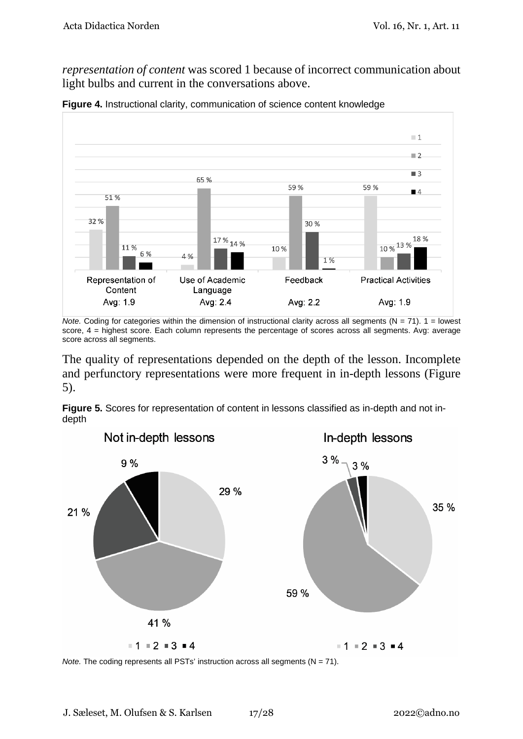*representation of content* was scored 1 because of incorrect communication about light bulbs and current in the conversations above.

**Figure 4.** Instructional clarity, communication of science content knowledge

*Note.* Coding for categories within the dimension of instructional clarity across all segments (N = 71). 1 = lowest score, 4 = highest score. Each column represents the percentage of scores across all segments. Avg: average score across all segments.

The quality of representations depended on the depth of the lesson. Incomplete and perfunctory representations were more frequent in in-depth lessons (Figure 5).

**Figure 5.** Scores for representation of content in lessons classified as in-depth and not in-depth

*Note.* The coding represents all PSTs' instruction across all segments (N = 71).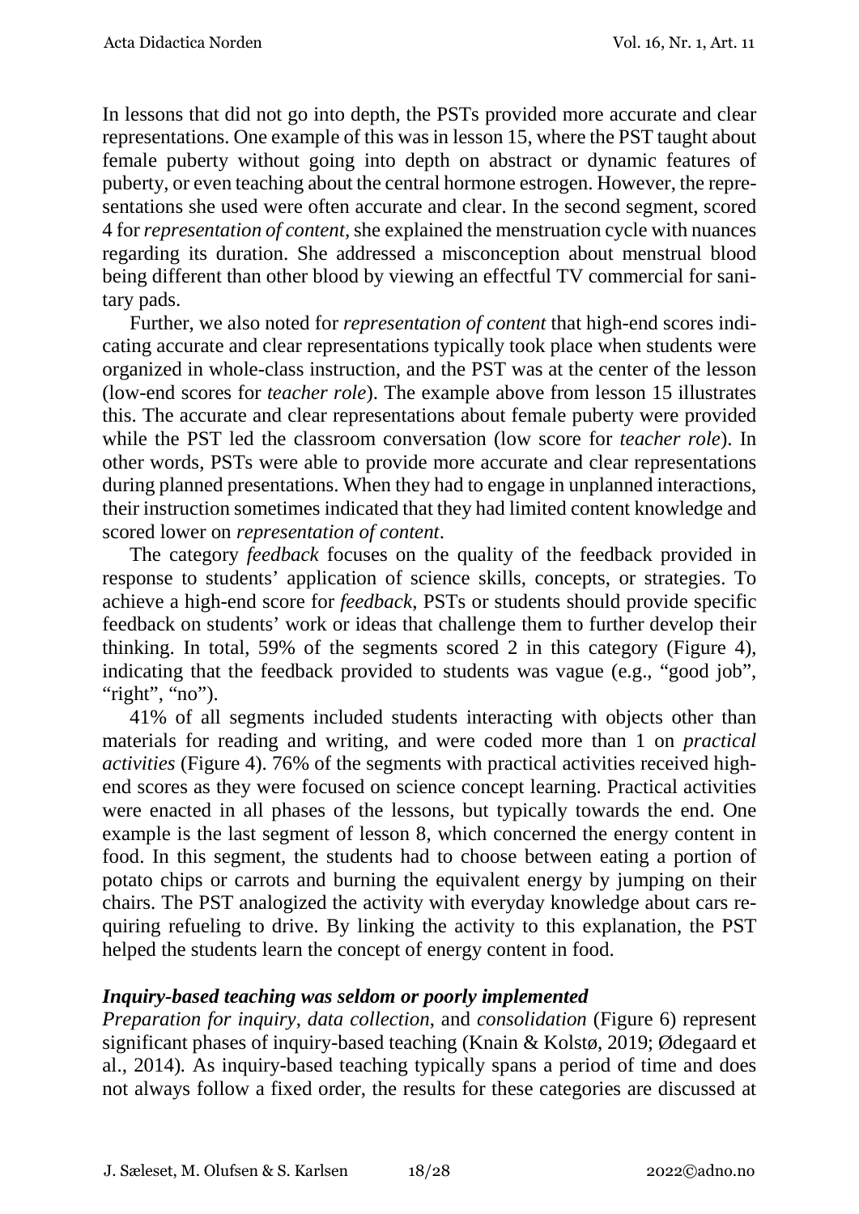In lessons that did not go into depth, the PSTs provided more accurate and clear representations. One example of this was in lesson 15, where the PST taught about female puberty without going into depth on abstract or dynamic features of puberty, or even teaching about the central hormone estrogen. However, the representations she used were often accurate and clear. In the second segment, scored 4 for *representation of content,* she explained the menstruation cycle with nuances regarding its duration. She addressed a misconception about menstrual blood being different than other blood by viewing an effectful TV commercial for sanitary pads.

Further, we also noted for *representation of content* that high-end scores indicating accurate and clear representations typically took place when students were organized in whole-class instruction, and the PST was at the center of the lesson (low-end scores for *teacher role*). The example above from lesson 15 illustrates this. The accurate and clear representations about female puberty were provided while the PST led the classroom conversation (low score for *teacher role*). In other words, PSTs were able to provide more accurate and clear representations during planned presentations. When they had to engage in unplanned interactions, their instruction sometimes indicated that they had limited content knowledge and scored lower on *representation of content*.

The category *feedback* focuses on the quality of the feedback provided in response to students' application of science skills, concepts, or strategies. To achieve a high-end score for *feedback*, PSTs or students should provide specific feedback on students' work or ideas that challenge them to further develop their thinking. In total, 59% of the segments scored 2 in this category (Figure 4), indicating that the feedback provided to students was vague (e.g., "good job", "right", "no").

41% of all segments included students interacting with objects other than materials for reading and writing, and were coded more than 1 on *practical activities* (Figure 4). 76% of the segments with practical activities received high-end scores as they were focused on science concept learning. Practical activities were enacted in all phases of the lessons, but typically towards the end. One example is the last segment of lesson 8, which concerned the energy content in food. In this segment, the students had to choose between eating a portion of potato chips or carrots and burning the equivalent energy by jumping on their chairs. The PST analogized the activity with everyday knowledge about cars requiring refueling to drive. By linking the activity to this explanation, the PST helped the students learn the concept of energy content in food.

### *Inquiry-based teaching was seldom or poorly implemented*

*Preparation for inquiry*, *data collection*, and *consolidation* (Figure 6) represent significant phases of inquiry-based teaching (Knain & Kolstø, 2019; Ødegaard et al., 2014). As inquiry-based teaching typically spans a period of time and does not always follow a fixed order, the results for these categories are discussed at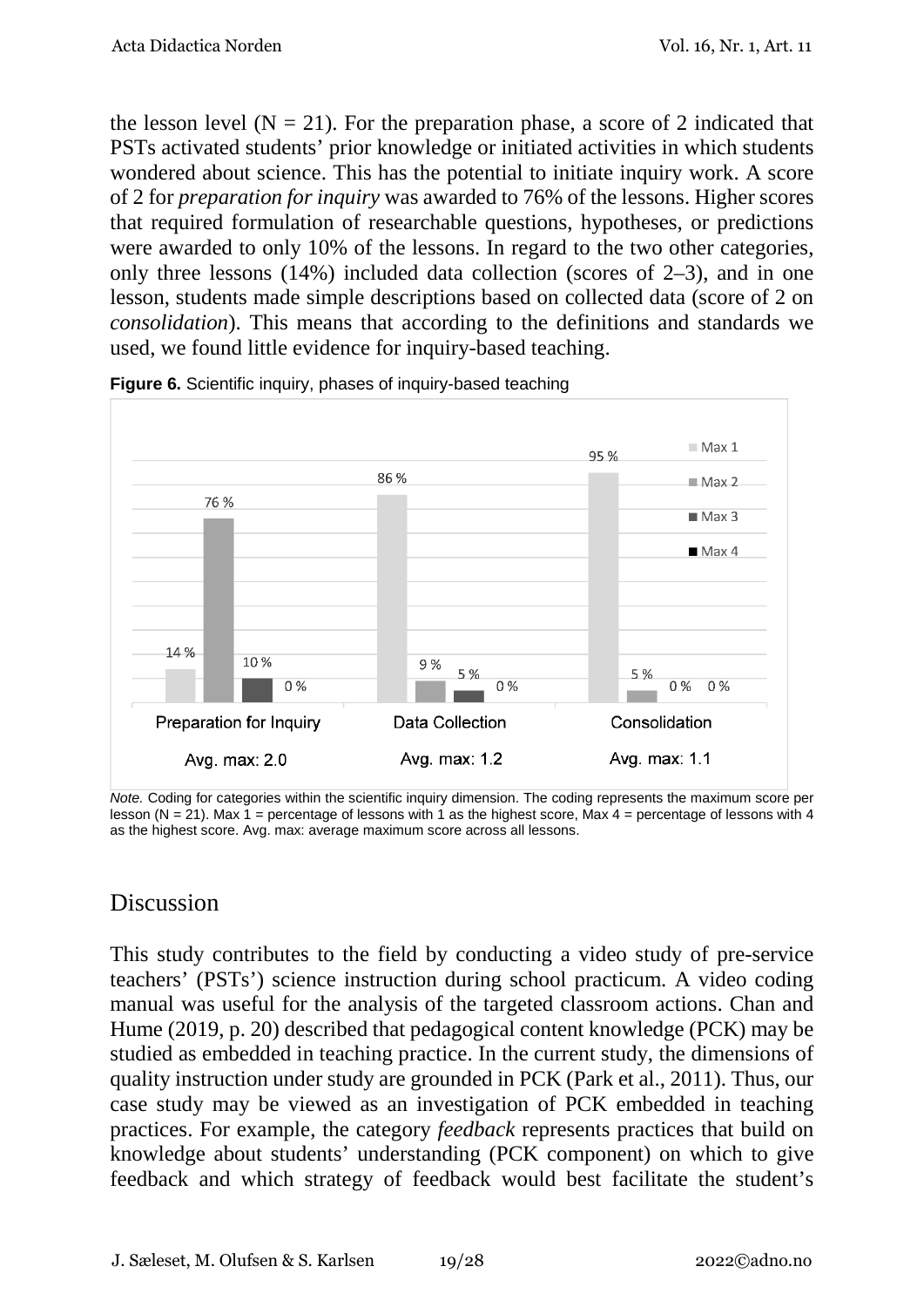the lesson level (N = 21). For the preparation phase, a score of 2 indicated that PSTs activated students' prior knowledge or initiated activities in which students wondered about science. This has the potential to initiate inquiry work. A score of 2 for *preparation for inquiry* was awarded to 76% of the lessons. Higher scores that required formulation of researchable questions, hypotheses, or predictions were awarded to only 10% of the lessons. In regard to the two other categories, only three lessons (14%) included data collection (scores of 2–3), and in one lesson, students made simple descriptions based on collected data (score of 2 on *consolidation*). This means that according to the definitions and standards we used, we found little evidence for inquiry-based teaching.

**Figure 6.** Scientific inquiry, phases of inquiry-based teaching

| | Max 1 | Max 2 | Max 3 | Max 4 |
|---|---|---|---|---|
| Preparation for Inquiry (Avg. max: 2.0) | 14 % | 76 % | 10 % | 0 % |
| Data Collection (Avg. max: 1.2) | 86 % | 9 % | 5 % | 0 % |
| Consolidation (Avg. max: 1.1) | 95 % | 5 % | 0 % | 0 % |

*Note.* Coding for categories within the scientific inquiry dimension. The coding represents the maximum score per lesson (N = 21). Max 1 = percentage of lessons with 1 as the highest score, Max 4 = percentage of lessons with 4 as the highest score. Avg. max: average maximum score across all lessons.

## Discussion

This study contributes to the field by conducting a video study of pre-service teachers' (PSTs') science instruction during school practicum. A video coding manual was useful for the analysis of the targeted classroom actions. Chan and Hume (2019, p. 20) described that pedagogical content knowledge (PCK) may be studied as embedded in teaching practice. In the current study, the dimensions of quality instruction under study are grounded in PCK (Park et al., 2011). Thus, our case study may be viewed as an investigation of PCK embedded in teaching practices. For example, the category *feedback* represents practices that build on knowledge about students' understanding (PCK component) on which to give feedback and which strategy of feedback would best facilitate the student's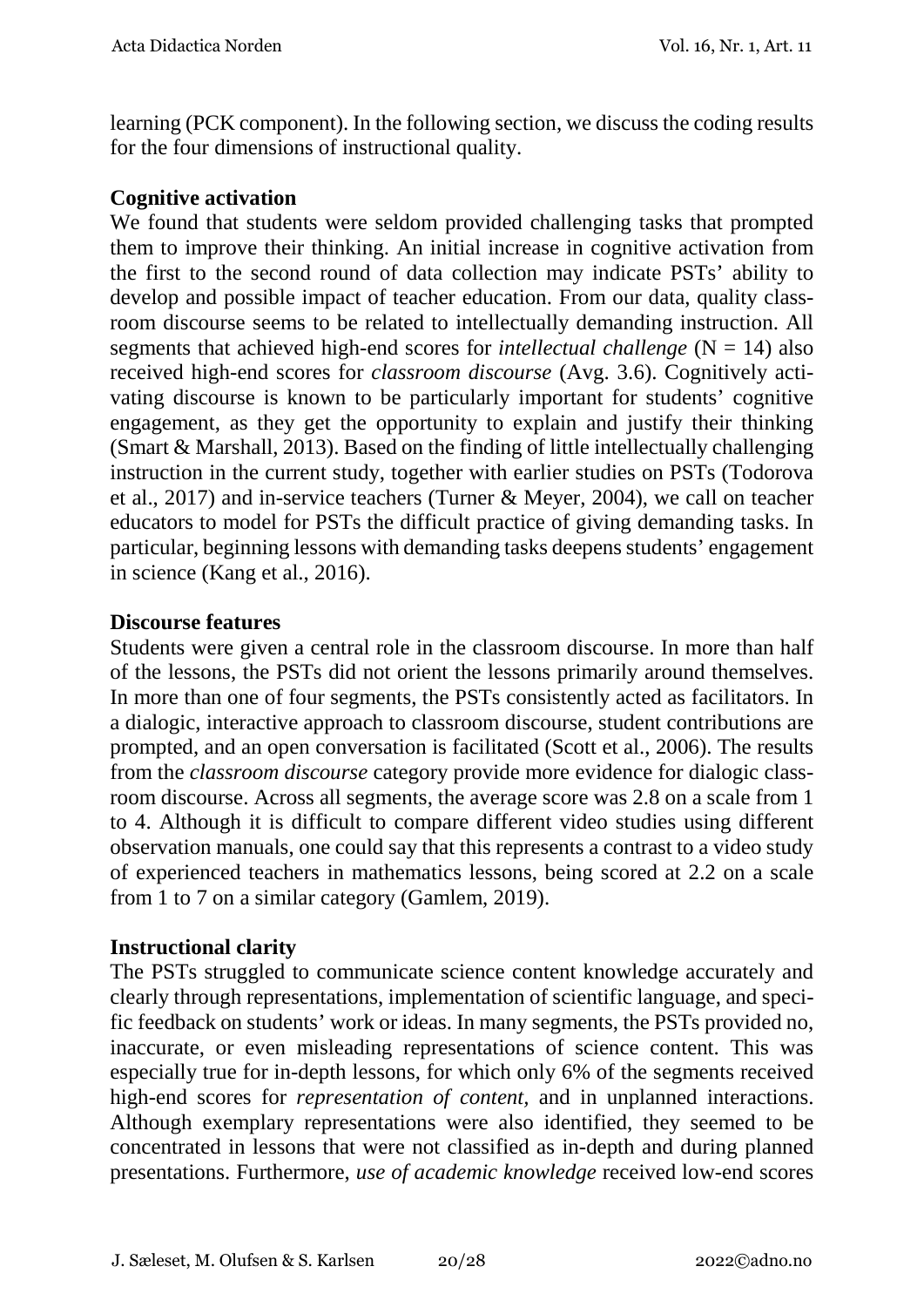learning (PCK component). In the following section, we discuss the coding results for the four dimensions of instructional quality.

**Cognitive activation**

We found that students were seldom provided challenging tasks that prompted them to improve their thinking. An initial increase in cognitive activation from the first to the second round of data collection may indicate PSTs' ability to develop and possible impact of teacher education. From our data, quality classroom discourse seems to be related to intellectually demanding instruction. All segments that achieved high-end scores for *intellectual challenge* (N = 14) also received high-end scores for *classroom discourse* (Avg. 3.6). Cognitively activating discourse is known to be particularly important for students' cognitive engagement, as they get the opportunity to explain and justify their thinking (Smart & Marshall, 2013). Based on the finding of little intellectually challenging instruction in the current study, together with earlier studies on PSTs (Todorova et al., 2017) and in-service teachers (Turner & Meyer, 2004), we call on teacher educators to model for PSTs the difficult practice of giving demanding tasks. In particular, beginning lessons with demanding tasks deepens students' engagement in science (Kang et al., 2016).

**Discourse features**

Students were given a central role in the classroom discourse. In more than half of the lessons, the PSTs did not orient the lessons primarily around themselves. In more than one of four segments, the PSTs consistently acted as facilitators. In a dialogic, interactive approach to classroom discourse, student contributions are prompted, and an open conversation is facilitated (Scott et al., 2006). The results from the *classroom discourse* category provide more evidence for dialogic classroom discourse. Across all segments, the average score was 2.8 on a scale from 1 to 4. Although it is difficult to compare different video studies using different observation manuals, one could say that this represents a contrast to a video study of experienced teachers in mathematics lessons, being scored at 2.2 on a scale from 1 to 7 on a similar category (Gamlem, 2019).

**Instructional clarity**

The PSTs struggled to communicate science content knowledge accurately and clearly through representations, implementation of scientific language, and specific feedback on students' work or ideas. In many segments, the PSTs provided no, inaccurate, or even misleading representations of science content. This was especially true for in-depth lessons, for which only 6% of the segments received high-end scores for *representation of content*, and in unplanned interactions. Although exemplary representations were also identified, they seemed to be concentrated in lessons that were not classified as in-depth and during planned presentations. Furthermore, *use of academic knowledge* received low-end scores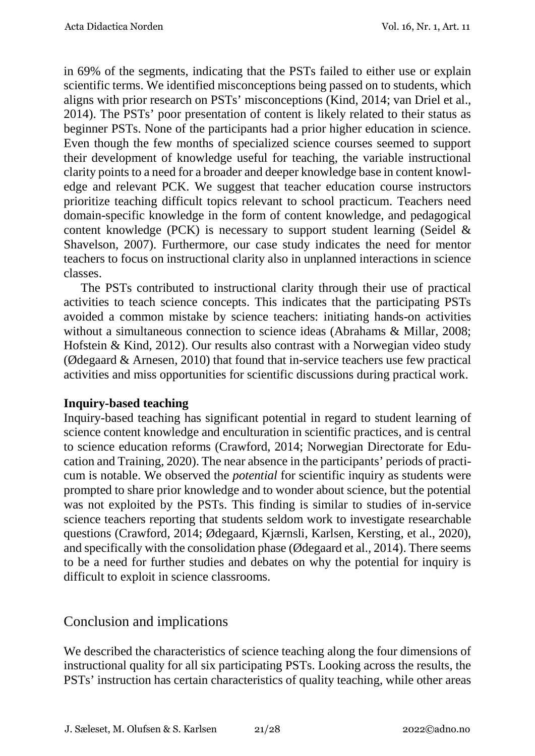in 69% of the segments, indicating that the PSTs failed to either use or explain scientific terms. We identified misconceptions being passed on to students, which aligns with prior research on PSTs' misconceptions (Kind, 2014; van Driel et al., 2014). The PSTs' poor presentation of content is likely related to their status as beginner PSTs. None of the participants had a prior higher education in science. Even though the few months of specialized science courses seemed to support their development of knowledge useful for teaching, the variable instructional clarity points to a need for a broader and deeper knowledge base in content knowledge and relevant PCK. We suggest that teacher education course instructors prioritize teaching difficult topics relevant to school practicum. Teachers need domain-specific knowledge in the form of content knowledge, and pedagogical content knowledge (PCK) is necessary to support student learning (Seidel & Shavelson, 2007). Furthermore, our case study indicates the need for mentor teachers to focus on instructional clarity also in unplanned interactions in science classes.

The PSTs contributed to instructional clarity through their use of practical activities to teach science concepts. This indicates that the participating PSTs avoided a common mistake by science teachers: initiating hands-on activities without a simultaneous connection to science ideas (Abrahams & Millar, 2008; Hofstein & Kind, 2012). Our results also contrast with a Norwegian video study (Ødegaard & Arnesen, 2010) that found that in-service teachers use few practical activities and miss opportunities for scientific discussions during practical work.

### Inquiry-based teaching

Inquiry-based teaching has significant potential in regard to student learning of science content knowledge and enculturation in scientific practices, and is central to science education reforms (Crawford, 2014; Norwegian Directorate for Education and Training, 2020). The near absence in the participants' periods of practicum is notable. We observed the *potential* for scientific inquiry as students were prompted to share prior knowledge and to wonder about science, but the potential was not exploited by the PSTs. This finding is similar to studies of in-service science teachers reporting that students seldom work to investigate researchable questions (Crawford, 2014; Ødegaard, Kjærnsli, Karlsen, Kersting, et al., 2020), and specifically with the consolidation phase (Ødegaard et al., 2014). There seems to be a need for further studies and debates on why the potential for inquiry is difficult to exploit in science classrooms.

## Conclusion and implications

We described the characteristics of science teaching along the four dimensions of instructional quality for all six participating PSTs. Looking across the results, the PSTs' instruction has certain characteristics of quality teaching, while other areas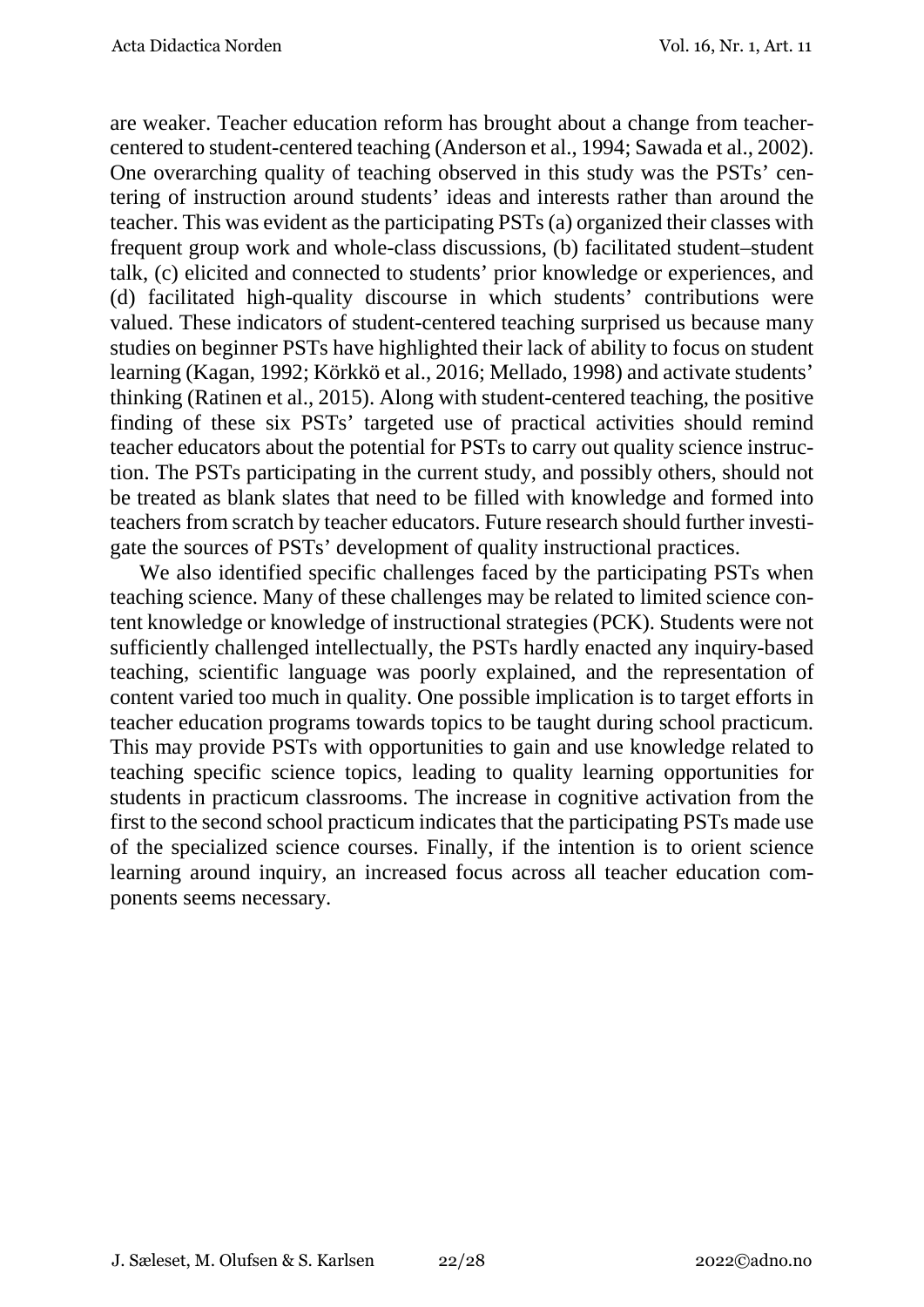are weaker. Teacher education reform has brought about a change from teacher-centered to student-centered teaching (Anderson et al., 1994; Sawada et al., 2002). One overarching quality of teaching observed in this study was the PSTs' centering of instruction around students' ideas and interests rather than around the teacher. This was evident as the participating PSTs (a) organized their classes with frequent group work and whole-class discussions, (b) facilitated student–student talk, (c) elicited and connected to students' prior knowledge or experiences, and (d) facilitated high-quality discourse in which students' contributions were valued. These indicators of student-centered teaching surprised us because many studies on beginner PSTs have highlighted their lack of ability to focus on student learning (Kagan, 1992; Körkkö et al., 2016; Mellado, 1998) and activate students' thinking (Ratinen et al., 2015). Along with student-centered teaching, the positive finding of these six PSTs' targeted use of practical activities should remind teacher educators about the potential for PSTs to carry out quality science instruction. The PSTs participating in the current study, and possibly others, should not be treated as blank slates that need to be filled with knowledge and formed into teachers from scratch by teacher educators. Future research should further investigate the sources of PSTs' development of quality instructional practices.

We also identified specific challenges faced by the participating PSTs when teaching science. Many of these challenges may be related to limited science content knowledge or knowledge of instructional strategies (PCK). Students were not sufficiently challenged intellectually, the PSTs hardly enacted any inquiry-based teaching, scientific language was poorly explained, and the representation of content varied too much in quality. One possible implication is to target efforts in teacher education programs towards topics to be taught during school practicum. This may provide PSTs with opportunities to gain and use knowledge related to teaching specific science topics, leading to quality learning opportunities for students in practicum classrooms. The increase in cognitive activation from the first to the second school practicum indicates that the participating PSTs made use of the specialized science courses. Finally, if the intention is to orient science learning around inquiry, an increased focus across all teacher education components seems necessary.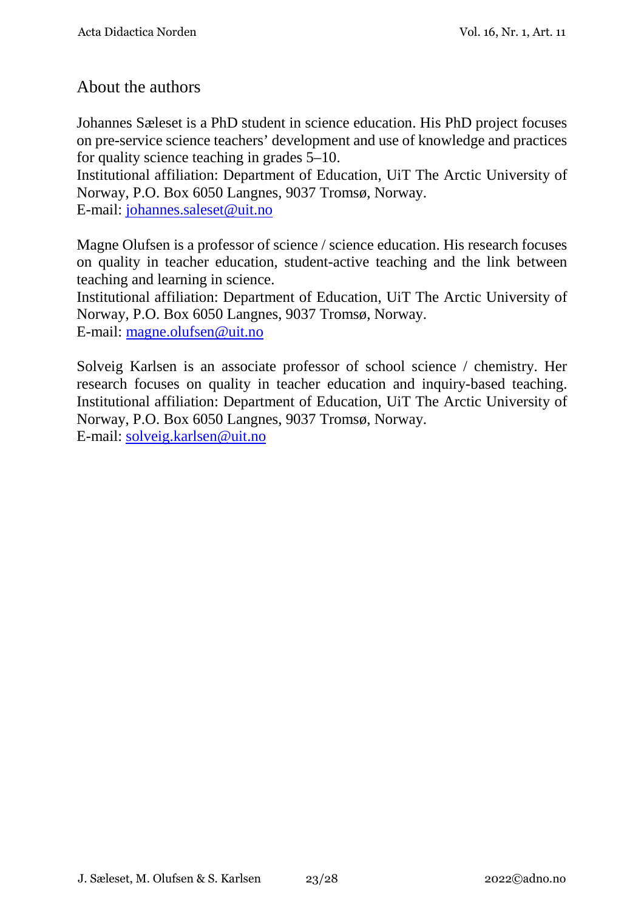## About the authors

Johannes Sæleset is a PhD student in science education. His PhD project focuses on pre-service science teachers' development and use of knowledge and practices for quality science teaching in grades 5–10.
Institutional affiliation: Department of Education, UiT The Arctic University of Norway, P.O. Box 6050 Langnes, 9037 Tromsø, Norway.
E-mail: johannes.saleset@uit.no

Magne Olufsen is a professor of science / science education. His research focuses on quality in teacher education, student-active teaching and the link between teaching and learning in science.
Institutional affiliation: Department of Education, UiT The Arctic University of Norway, P.O. Box 6050 Langnes, 9037 Tromsø, Norway.
E-mail: magne.olufsen@uit.no

Solveig Karlsen is an associate professor of school science / chemistry. Her research focuses on quality in teacher education and inquiry-based teaching.
Institutional affiliation: Department of Education, UiT The Arctic University of Norway, P.O. Box 6050 Langnes, 9037 Tromsø, Norway.
E-mail: solveig.karlsen@uit.no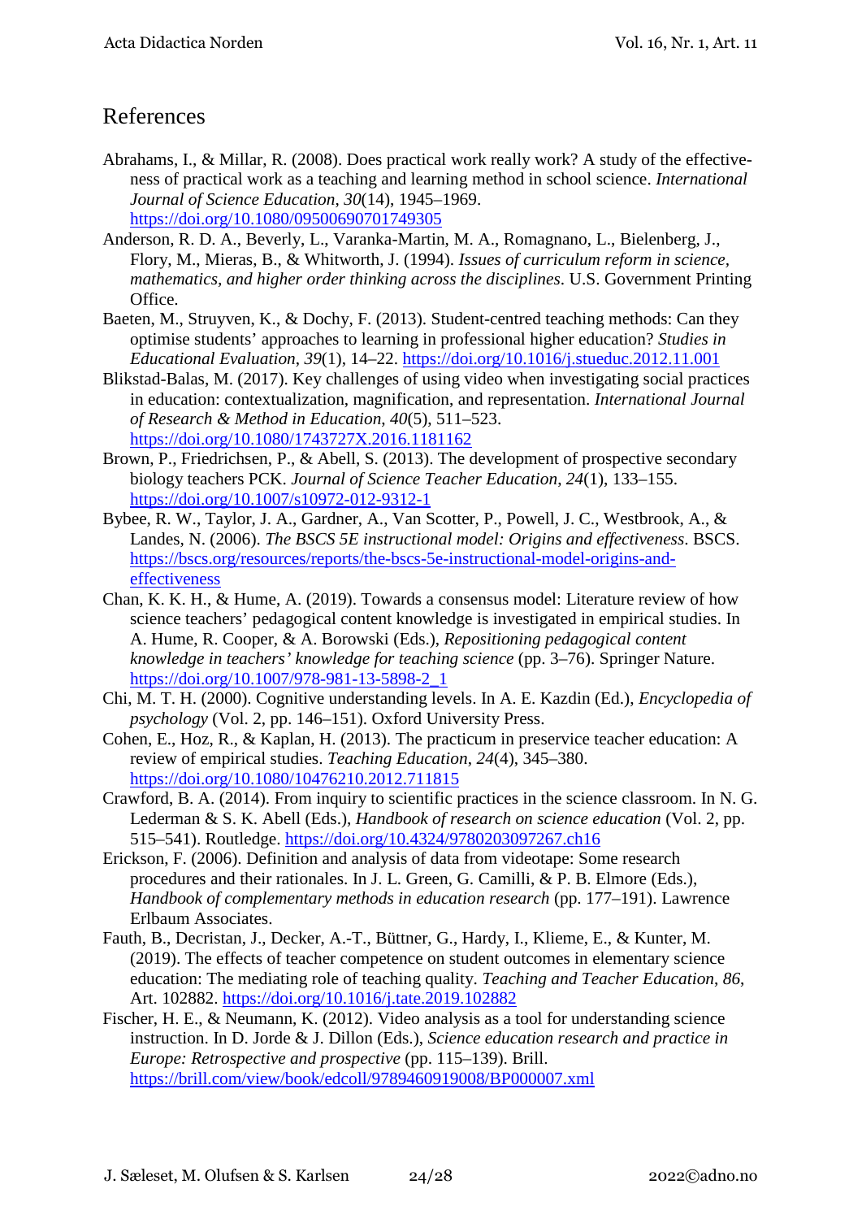## References

Abrahams, I., & Millar, R. (2008). Does practical work really work? A study of the effectiveness of practical work as a teaching and learning method in school science. *International Journal of Science Education*, *30*(14), 1945–1969. https://doi.org/10.1080/09500690701749305

Anderson, R. D. A., Beverly, L., Varanka-Martin, M. A., Romagnano, L., Bielenberg, J., Flory, M., Mieras, B., & Whitworth, J. (1994). *Issues of curriculum reform in science, mathematics, and higher order thinking across the disciplines*. U.S. Government Printing Office.

Baeten, M., Struyven, K., & Dochy, F. (2013). Student-centred teaching methods: Can they optimise students' approaches to learning in professional higher education? *Studies in Educational Evaluation*, *39*(1), 14–22. https://doi.org/10.1016/j.stueduc.2012.11.001

Blikstad-Balas, M. (2017). Key challenges of using video when investigating social practices in education: contextualization, magnification, and representation. *International Journal of Research & Method in Education*, *40*(5), 511–523. https://doi.org/10.1080/1743727X.2016.1181162

Brown, P., Friedrichsen, P., & Abell, S. (2013). The development of prospective secondary biology teachers PCK. *Journal of Science Teacher Education*, *24*(1), 133–155. https://doi.org/10.1007/s10972-012-9312-1

Bybee, R. W., Taylor, J. A., Gardner, A., Van Scotter, P., Powell, J. C., Westbrook, A., & Landes, N. (2006). *The BSCS 5E instructional model: Origins and effectiveness*. BSCS. https://bscs.org/resources/reports/the-bscs-5e-instructional-model-origins-and-effectiveness

Chan, K. K. H., & Hume, A. (2019). Towards a consensus model: Literature review of how science teachers' pedagogical content knowledge is investigated in empirical studies. In A. Hume, R. Cooper, & A. Borowski (Eds.), *Repositioning pedagogical content knowledge in teachers' knowledge for teaching science* (pp. 3–76). Springer Nature. https://doi.org/10.1007/978-981-13-5898-2_1

Chi, M. T. H. (2000). Cognitive understanding levels. In A. E. Kazdin (Ed.), *Encyclopedia of psychology* (Vol. 2, pp. 146–151). Oxford University Press.

Cohen, E., Hoz, R., & Kaplan, H. (2013). The practicum in preservice teacher education: A review of empirical studies. *Teaching Education*, *24*(4), 345–380. https://doi.org/10.1080/10476210.2012.711815

Crawford, B. A. (2014). From inquiry to scientific practices in the science classroom. In N. G. Lederman & S. K. Abell (Eds.), *Handbook of research on science education* (Vol. 2, pp. 515–541). Routledge. https://doi.org/10.4324/9780203097267.ch16

Erickson, F. (2006). Definition and analysis of data from videotape: Some research procedures and their rationales. In J. L. Green, G. Camilli, & P. B. Elmore (Eds.), *Handbook of complementary methods in education research* (pp. 177–191). Lawrence Erlbaum Associates.

Fauth, B., Decristan, J., Decker, A.-T., Büttner, G., Hardy, I., Klieme, E., & Kunter, M. (2019). The effects of teacher competence on student outcomes in elementary science education: The mediating role of teaching quality. *Teaching and Teacher Education*, *86*, Art. 102882. https://doi.org/10.1016/j.tate.2019.102882

Fischer, H. E., & Neumann, K. (2012). Video analysis as a tool for understanding science instruction. In D. Jorde & J. Dillon (Eds.), *Science education research and practice in Europe: Retrospective and prospective* (pp. 115–139). Brill. https://brill.com/view/book/edcoll/9789460919008/BP000007.xml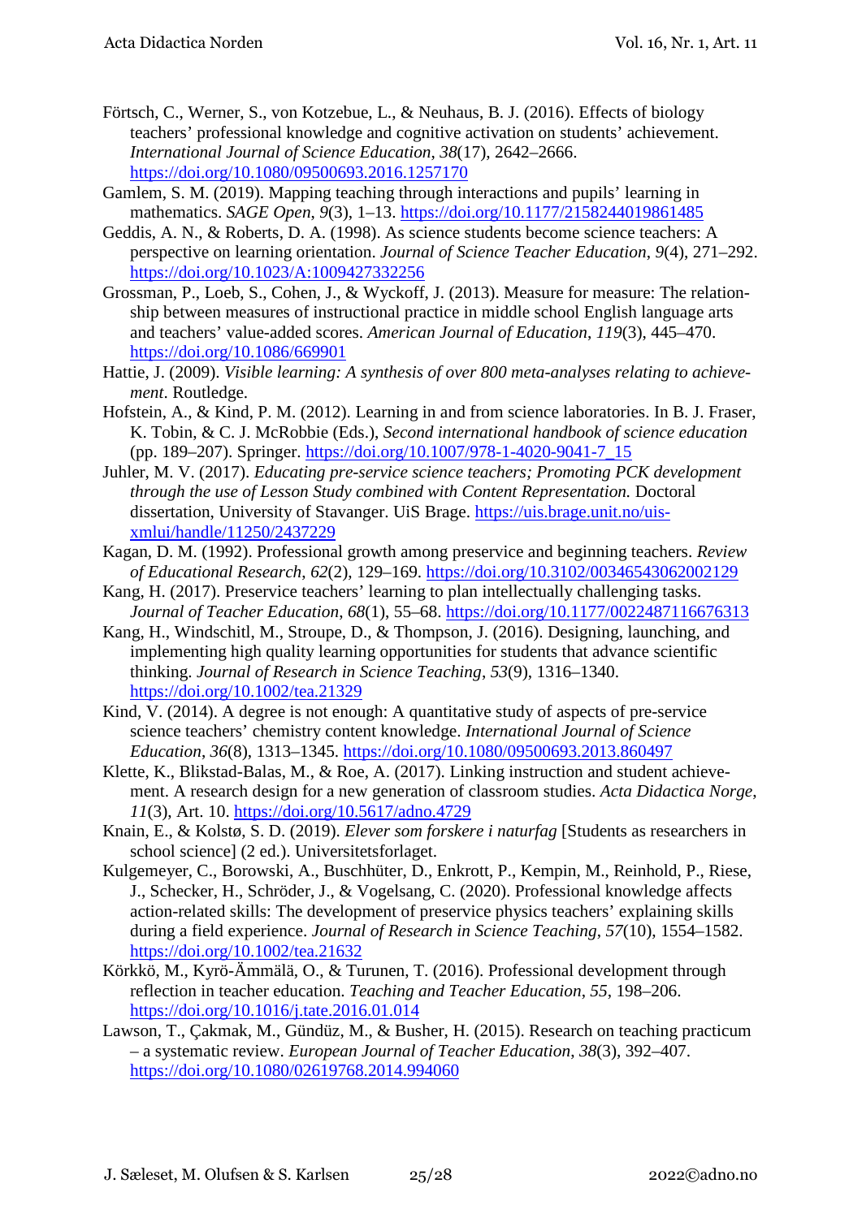Förtsch, C., Werner, S., von Kotzebue, L., & Neuhaus, B. J. (2016). Effects of biology teachers' professional knowledge and cognitive activation on students' achievement. *International Journal of Science Education*, *38*(17), 2642–2666. https://doi.org/10.1080/09500693.2016.1257170

Gamlem, S. M. (2019). Mapping teaching through interactions and pupils' learning in mathematics. *SAGE Open*, *9*(3), 1–13. https://doi.org/10.1177/2158244019861485

Geddis, A. N., & Roberts, D. A. (1998). As science students become science teachers: A perspective on learning orientation. *Journal of Science Teacher Education*, *9*(4), 271–292. https://doi.org/10.1023/A:1009427332256

Grossman, P., Loeb, S., Cohen, J., & Wyckoff, J. (2013). Measure for measure: The relationship between measures of instructional practice in middle school English language arts and teachers' value-added scores. *American Journal of Education*, *119*(3), 445–470. https://doi.org/10.1086/669901

Hattie, J. (2009). *Visible learning: A synthesis of over 800 meta-analyses relating to achievement*. Routledge.

Hofstein, A., & Kind, P. M. (2012). Learning in and from science laboratories. In B. J. Fraser, K. Tobin, & C. J. McRobbie (Eds.), *Second international handbook of science education* (pp. 189–207). Springer. https://doi.org/10.1007/978-1-4020-9041-7_15

Juhler, M. V. (2017). *Educating pre-service science teachers; Promoting PCK development through the use of Lesson Study combined with Content Representation.* Doctoral dissertation, University of Stavanger. UiS Brage. https://uis.brage.unit.no/uis-xmlui/handle/11250/2437229

Kagan, D. M. (1992). Professional growth among preservice and beginning teachers. *Review of Educational Research*, *62*(2), 129–169. https://doi.org/10.3102/00346543062002129

Kang, H. (2017). Preservice teachers' learning to plan intellectually challenging tasks. *Journal of Teacher Education*, *68*(1), 55–68. https://doi.org/10.1177/0022487116676313

Kang, H., Windschitl, M., Stroupe, D., & Thompson, J. (2016). Designing, launching, and implementing high quality learning opportunities for students that advance scientific thinking. *Journal of Research in Science Teaching*, *53*(9), 1316–1340. https://doi.org/10.1002/tea.21329

Kind, V. (2014). A degree is not enough: A quantitative study of aspects of pre-service science teachers' chemistry content knowledge. *International Journal of Science Education*, *36*(8), 1313–1345. https://doi.org/10.1080/09500693.2013.860497

Klette, K., Blikstad-Balas, M., & Roe, A. (2017). Linking instruction and student achievement. A research design for a new generation of classroom studies. *Acta Didactica Norge*, *11*(3), Art. 10. https://doi.org/10.5617/adno.4729

Knain, E., & Kolstø, S. D. (2019). *Elever som forskere i naturfag* [Students as researchers in school science] (2 ed.). Universitetsforlaget.

Kulgemeyer, C., Borowski, A., Buschhüter, D., Enkrott, P., Kempin, M., Reinhold, P., Riese, J., Schecker, H., Schröder, J., & Vogelsang, C. (2020). Professional knowledge affects action-related skills: The development of preservice physics teachers' explaining skills during a field experience. *Journal of Research in Science Teaching*, *57*(10), 1554–1582. https://doi.org/10.1002/tea.21632

Körkkö, M., Kyrö-Ämmälä, O., & Turunen, T. (2016). Professional development through reflection in teacher education. *Teaching and Teacher Education*, *55*, 198–206. https://doi.org/10.1016/j.tate.2016.01.014

Lawson, T., Çakmak, M., Gündüz, M., & Busher, H. (2015). Research on teaching practicum – a systematic review. *European Journal of Teacher Education*, *38*(3), 392–407. https://doi.org/10.1080/02619768.2014.994060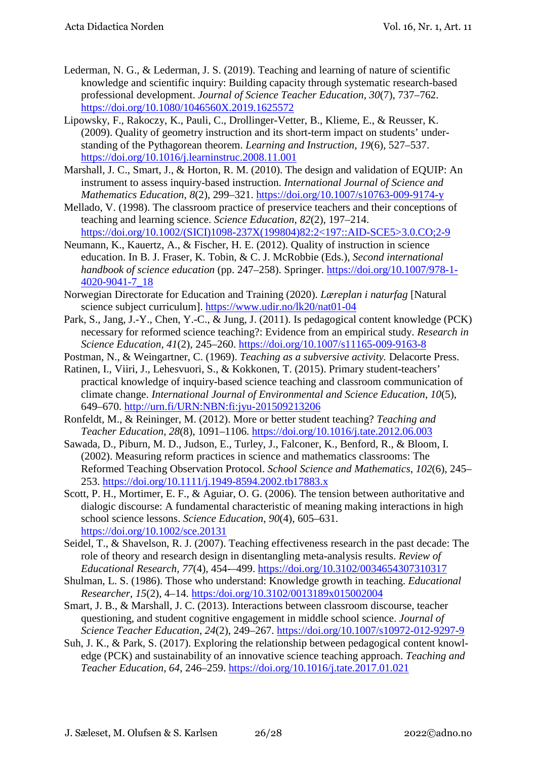Lederman, N. G., & Lederman, J. S. (2019). Teaching and learning of nature of scientific knowledge and scientific inquiry: Building capacity through systematic research-based professional development. *Journal of Science Teacher Education*, *30*(7), 737–762. https://doi.org/10.1080/1046560X.2019.1625572

Lipowsky, F., Rakoczy, K., Pauli, C., Drollinger-Vetter, B., Klieme, E., & Reusser, K. (2009). Quality of geometry instruction and its short-term impact on students' understanding of the Pythagorean theorem. *Learning and Instruction*, *19*(6), 527–537. https://doi.org/10.1016/j.learninstruc.2008.11.001

Marshall, J. C., Smart, J., & Horton, R. M. (2010). The design and validation of EQUIP: An instrument to assess inquiry-based instruction. *International Journal of Science and Mathematics Education*, *8*(2), 299–321. https://doi.org/10.1007/s10763-009-9174-y

Mellado, V. (1998). The classroom practice of preservice teachers and their conceptions of teaching and learning science. *Science Education*, *82*(2), 197–214. https://doi.org/10.1002/(SICI)1098-237X(199804)82:2<197::AID-SCE5>3.0.CO;2-9

Neumann, K., Kauertz, A., & Fischer, H. E. (2012). Quality of instruction in science education. In B. J. Fraser, K. Tobin, & C. J. McRobbie (Eds.), *Second international handbook of science education* (pp. 247–258). Springer. https://doi.org/10.1007/978-1-4020-9041-7_18

Norwegian Directorate for Education and Training (2020). *Læreplan i naturfag* [Natural science subject curriculum]. https://www.udir.no/lk20/nat01-04

Park, S., Jang, J.-Y., Chen, Y.-C., & Jung, J. (2011). Is pedagogical content knowledge (PCK) necessary for reformed science teaching?: Evidence from an empirical study. *Research in Science Education*, *41*(2), 245–260. https://doi.org/10.1007/s11165-009-9163-8

Postman, N., & Weingartner, C. (1969). *Teaching as a subversive activity.* Delacorte Press.

Ratinen, I., Viiri, J., Lehesvuori, S., & Kokkonen, T. (2015). Primary student-teachers' practical knowledge of inquiry-based science teaching and classroom communication of climate change. *International Journal of Environmental and Science Education*, *10*(5), 649–670. http://urn.fi/URN:NBN:fi:jyu-201509213206

Ronfeldt, M., & Reininger, M. (2012). More or better student teaching? *Teaching and Teacher Education*, *28*(8), 1091–1106. https://doi.org/10.1016/j.tate.2012.06.003

Sawada, D., Piburn, M. D., Judson, E., Turley, J., Falconer, K., Benford, R., & Bloom, I. (2002). Measuring reform practices in science and mathematics classrooms: The Reformed Teaching Observation Protocol. *School Science and Mathematics*, *102*(6), 245–253. https://doi.org/10.1111/j.1949-8594.2002.tb17883.x

Scott, P. H., Mortimer, E. F., & Aguiar, O. G. (2006). The tension between authoritative and dialogic discourse: A fundamental characteristic of meaning making interactions in high school science lessons. *Science Education*, *90*(4), 605–631. https://doi.org/10.1002/sce.20131

Seidel, T., & Shavelson, R. J. (2007). Teaching effectiveness research in the past decade: The role of theory and research design in disentangling meta-analysis results. *Review of Educational Research*, *77*(4), 454-–499. https://doi.org/10.3102/0034654307310317

Shulman, L. S. (1986). Those who understand: Knowledge growth in teaching. *Educational Researcher*, *15*(2), 4–14. https:/doi.org/10.3102/0013189x015002004

Smart, J. B., & Marshall, J. C. (2013). Interactions between classroom discourse, teacher questioning, and student cognitive engagement in middle school science. *Journal of Science Teacher Education*, *24*(2), 249–267. https://doi.org/10.1007/s10972-012-9297-9

Suh, J. K., & Park, S. (2017). Exploring the relationship between pedagogical content knowledge (PCK) and sustainability of an innovative science teaching approach. *Teaching and Teacher Education*, *64*, 246–259. https://doi.org/10.1016/j.tate.2017.01.021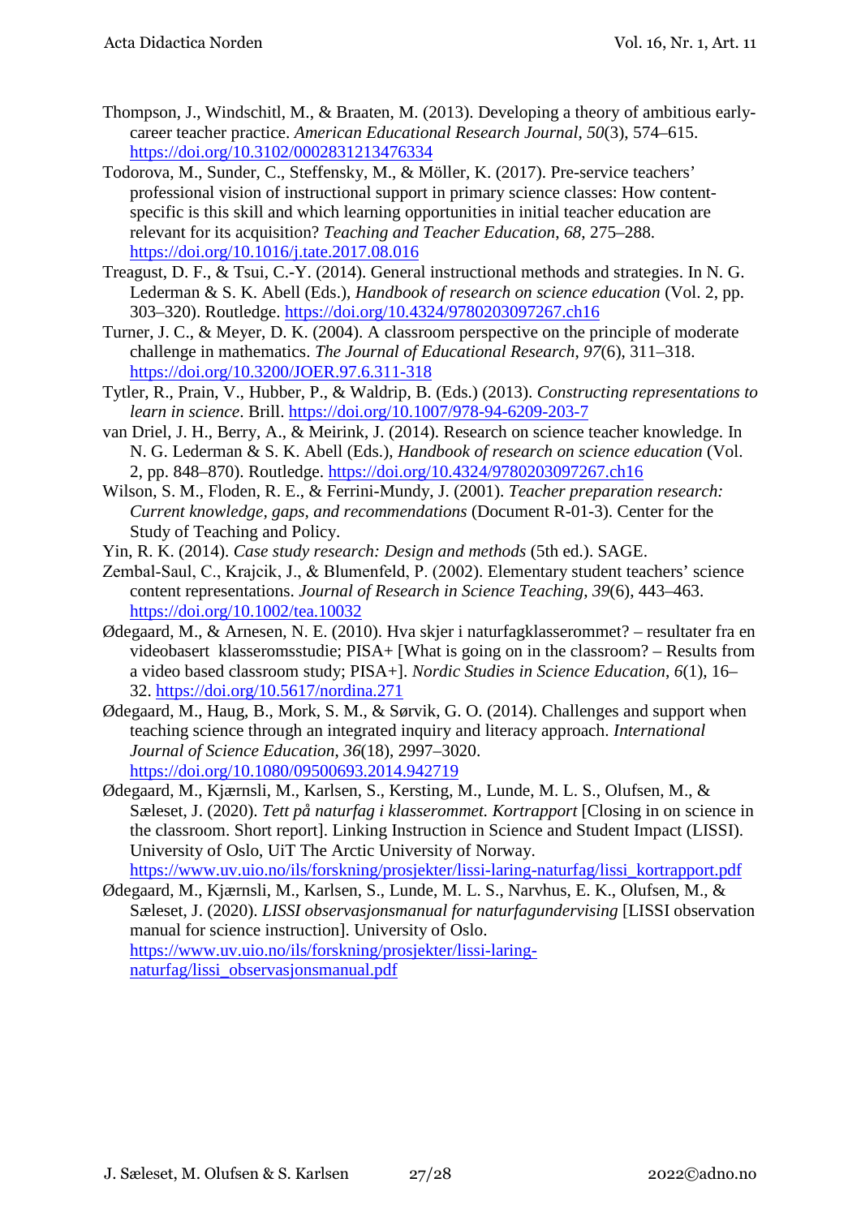Thompson, J., Windschitl, M., & Braaten, M. (2013). Developing a theory of ambitious early-career teacher practice. *American Educational Research Journal*, *50*(3), 574–615. https://doi.org/10.3102/0002831213476334

Todorova, M., Sunder, C., Steffensky, M., & Möller, K. (2017). Pre-service teachers' professional vision of instructional support in primary science classes: How content-specific is this skill and which learning opportunities in initial teacher education are relevant for its acquisition? *Teaching and Teacher Education*, *68*, 275–288. https://doi.org/10.1016/j.tate.2017.08.016

Treagust, D. F., & Tsui, C.-Y. (2014). General instructional methods and strategies. In N. G. Lederman & S. K. Abell (Eds.), *Handbook of research on science education* (Vol. 2, pp. 303–320). Routledge. https://doi.org/10.4324/9780203097267.ch16

Turner, J. C., & Meyer, D. K. (2004). A classroom perspective on the principle of moderate challenge in mathematics. *The Journal of Educational Research*, *97*(6), 311–318. https://doi.org/10.3200/JOER.97.6.311-318

Tytler, R., Prain, V., Hubber, P., & Waldrip, B. (Eds.) (2013). *Constructing representations to learn in science*. Brill. https://doi.org/10.1007/978-94-6209-203-7

van Driel, J. H., Berry, A., & Meirink, J. (2014). Research on science teacher knowledge. In N. G. Lederman & S. K. Abell (Eds.), *Handbook of research on science education* (Vol. 2, pp. 848–870). Routledge. https://doi.org/10.4324/9780203097267.ch16

Wilson, S. M., Floden, R. E., & Ferrini-Mundy, J. (2001). *Teacher preparation research: Current knowledge, gaps, and recommendations* (Document R-01-3). Center for the Study of Teaching and Policy.

Yin, R. K. (2014). *Case study research: Design and methods* (5th ed.). SAGE.

Zembal-Saul, C., Krajcik, J., & Blumenfeld, P. (2002). Elementary student teachers' science content representations. *Journal of Research in Science Teaching*, *39*(6), 443–463. https://doi.org/10.1002/tea.10032

Ødegaard, M., & Arnesen, N. E. (2010). Hva skjer i naturfagklasserommet? – resultater fra en videobasert klasseromsstudie; PISA+ [What is going on in the classroom? – Results from a video based classroom study; PISA+]. *Nordic Studies in Science Education*, *6*(1), 16–32. https://doi.org/10.5617/nordina.271

Ødegaard, M., Haug, B., Mork, S. M., & Sørvik, G. O. (2014). Challenges and support when teaching science through an integrated inquiry and literacy approach. *International Journal of Science Education*, *36*(18), 2997–3020. https://doi.org/10.1080/09500693.2014.942719

Ødegaard, M., Kjærnsli, M., Karlsen, S., Kersting, M., Lunde, M. L. S., Olufsen, M., & Sæleset, J. (2020). *Tett på naturfag i klasserommet. Kortrapport* [Closing in on science in the classroom. Short report]. Linking Instruction in Science and Student Impact (LISSI). University of Oslo, UiT The Arctic University of Norway. https://www.uv.uio.no/ils/forskning/prosjekter/lissi-laring-naturfag/lissi_kortrapport.pdf

Ødegaard, M., Kjærnsli, M., Karlsen, S., Lunde, M. L. S., Narvhus, E. K., Olufsen, M., & Sæleset, J. (2020). *LISSI observasjonsmanual for naturfagundervising* [LISSI observation manual for science instruction]. University of Oslo. https://www.uv.uio.no/ils/forskning/prosjekter/lissi-laring-naturfag/lissi_observasjonsmanual.pdf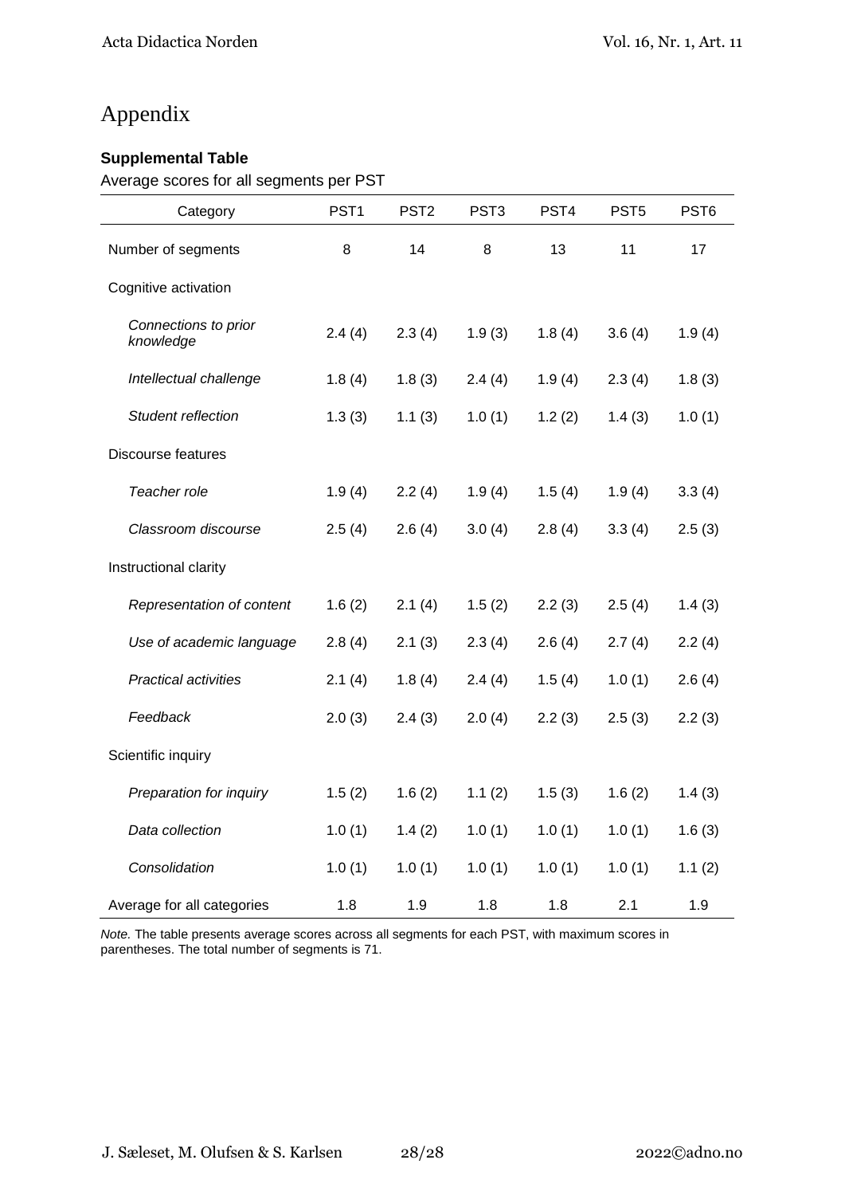# Appendix

**Supplemental Table**

Average scores for all segments per PST

| Category | PST1 | PST2 | PST3 | PST4 | PST5 | PST6 |
|---|---|---|---|---|---|---|
| Number of segments | 8 | 14 | 8 | 13 | 11 | 17 |
| Cognitive activation | | | | | | |
| *Connections to prior knowledge* | 2.4 (4) | 2.3 (4) | 1.9 (3) | 1.8 (4) | 3.6 (4) | 1.9 (4) |
| *Intellectual challenge* | 1.8 (4) | 1.8 (3) | 2.4 (4) | 1.9 (4) | 2.3 (4) | 1.8 (3) |
| *Student reflection* | 1.3 (3) | 1.1 (3) | 1.0 (1) | 1.2 (2) | 1.4 (3) | 1.0 (1) |
| Discourse features | | | | | | |
| *Teacher role* | 1.9 (4) | 2.2 (4) | 1.9 (4) | 1.5 (4) | 1.9 (4) | 3.3 (4) |
| *Classroom discourse* | 2.5 (4) | 2.6 (4) | 3.0 (4) | 2.8 (4) | 3.3 (4) | 2.5 (3) |
| Instructional clarity | | | | | | |
| *Representation of content* | 1.6 (2) | 2.1 (4) | 1.5 (2) | 2.2 (3) | 2.5 (4) | 1.4 (3) |
| *Use of academic language* | 2.8 (4) | 2.1 (3) | 2.3 (4) | 2.6 (4) | 2.7 (4) | 2.2 (4) |
| *Practical activities* | 2.1 (4) | 1.8 (4) | 2.4 (4) | 1.5 (4) | 1.0 (1) | 2.6 (4) |
| *Feedback* | 2.0 (3) | 2.4 (3) | 2.0 (4) | 2.2 (3) | 2.5 (3) | 2.2 (3) |
| Scientific inquiry | | | | | | |
| *Preparation for inquiry* | 1.5 (2) | 1.6 (2) | 1.1 (2) | 1.5 (3) | 1.6 (2) | 1.4 (3) |
| *Data collection* | 1.0 (1) | 1.4 (2) | 1.0 (1) | 1.0 (1) | 1.0 (1) | 1.6 (3) |
| *Consolidation* | 1.0 (1) | 1.0 (1) | 1.0 (1) | 1.0 (1) | 1.0 (1) | 1.1 (2) |
| Average for all categories | 1.8 | 1.9 | 1.8 | 1.8 | 2.1 | 1.9 |

*Note.* The table presents average scores across all segments for each PST, with maximum scores in parentheses. The total number of segments is 71.